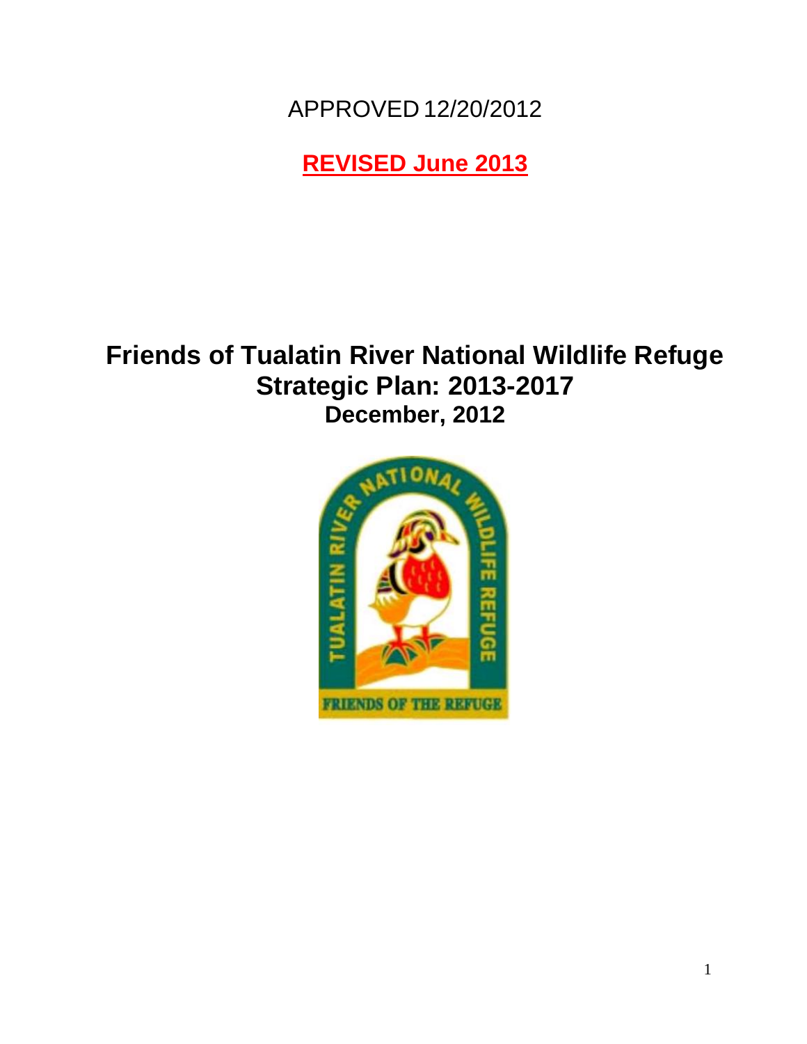APPROVED 12/20/2012

**REVISED June 2013**

# Friends of Tualatin River National Wildlife Refuge
## Strategic Plan: 2013-2017
### December, 2012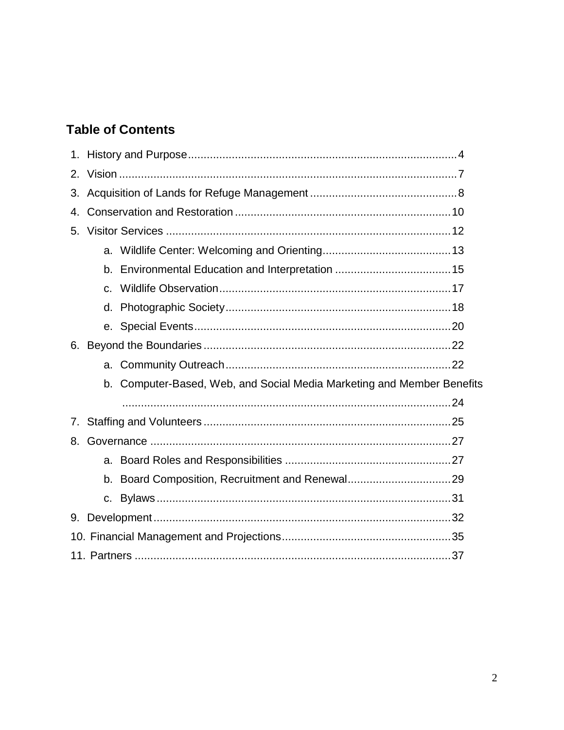## Table of Contents

1. History and Purpose ..... 4
2. Vision ..... 7
3. Acquisition of Lands for Refuge Management ..... 8
4. Conservation and Restoration ..... 10
5. Visitor Services ..... 12
    a. Wildlife Center: Welcoming and Orienting ..... 13
    b. Environmental Education and Interpretation ..... 15
    c. Wildlife Observation ..... 17
    d. Photographic Society ..... 18
    e. Special Events ..... 20
6. Beyond the Boundaries ..... 22
    a. Community Outreach ..... 22
    b. Computer-Based, Web, and Social Media Marketing and Member Benefits ..... 24
7. Staffing and Volunteers ..... 25
8. Governance ..... 27
    a. Board Roles and Responsibilities ..... 27
    b. Board Composition, Recruitment and Renewal ..... 29
    c. Bylaws ..... 31
9. Development ..... 32
10. Financial Management and Projections ..... 35
11. Partners ..... 37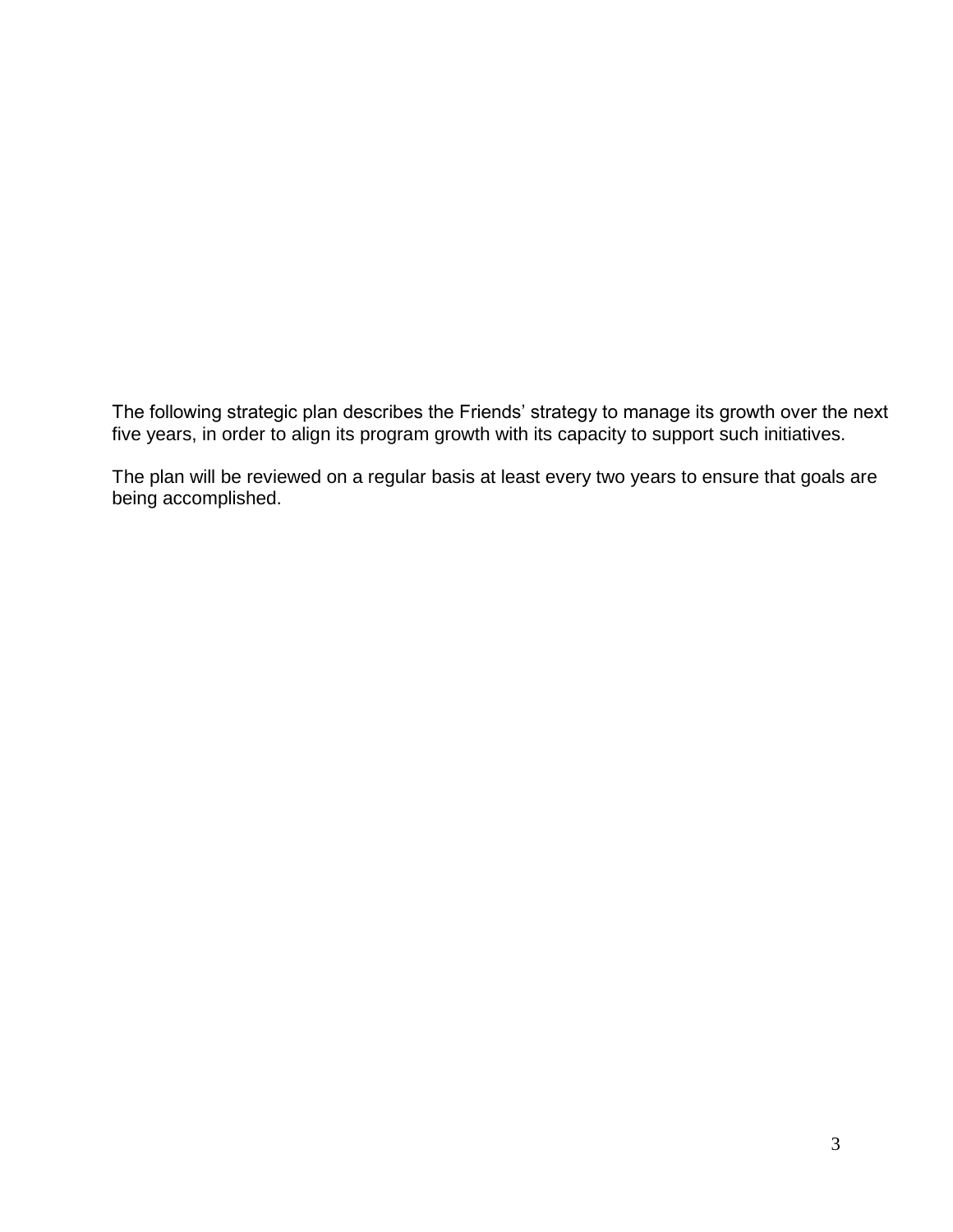The following strategic plan describes the Friends' strategy to manage its growth over the next five years, in order to align its program growth with its capacity to support such initiatives.

The plan will be reviewed on a regular basis at least every two years to ensure that goals are being accomplished.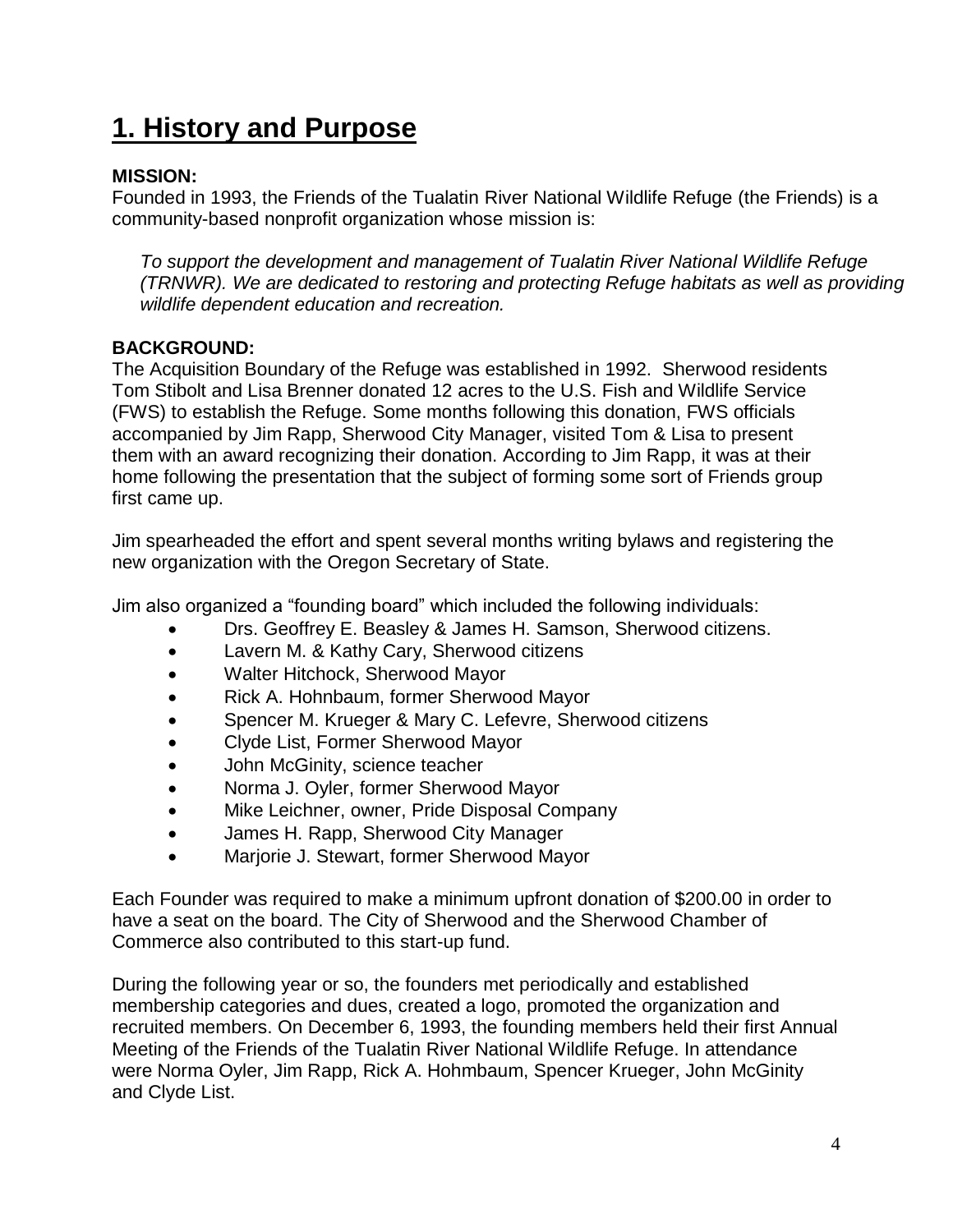# 1. History and Purpose

**MISSION:**
Founded in 1993, the Friends of the Tualatin River National Wildlife Refuge (the Friends) is a community-based nonprofit organization whose mission is:

*To support the development and management of Tualatin River National Wildlife Refuge (TRNWR). We are dedicated to restoring and protecting Refuge habitats as well as providing wildlife dependent education and recreation.*

**BACKGROUND:**
The Acquisition Boundary of the Refuge was established in 1992. Sherwood residents Tom Stibolt and Lisa Brenner donated 12 acres to the U.S. Fish and Wildlife Service (FWS) to establish the Refuge. Some months following this donation, FWS officials accompanied by Jim Rapp, Sherwood City Manager, visited Tom & Lisa to present them with an award recognizing their donation. According to Jim Rapp, it was at their home following the presentation that the subject of forming some sort of Friends group first came up.

Jim spearheaded the effort and spent several months writing bylaws and registering the new organization with the Oregon Secretary of State.

Jim also organized a "founding board" which included the following individuals:

- Drs. Geoffrey E. Beasley & James H. Samson, Sherwood citizens.
- Lavern M. & Kathy Cary, Sherwood citizens
- Walter Hitchock, Sherwood Mayor
- Rick A. Hohnbaum, former Sherwood Mayor
- Spencer M. Krueger & Mary C. Lefevre, Sherwood citizens
- Clyde List, Former Sherwood Mayor
- John McGinity, science teacher
- Norma J. Oyler, former Sherwood Mayor
- Mike Leichner, owner, Pride Disposal Company
- James H. Rapp, Sherwood City Manager
- Marjorie J. Stewart, former Sherwood Mayor

Each Founder was required to make a minimum upfront donation of $200.00 in order to have a seat on the board. The City of Sherwood and the Sherwood Chamber of Commerce also contributed to this start-up fund.

During the following year or so, the founders met periodically and established membership categories and dues, created a logo, promoted the organization and recruited members. On December 6, 1993, the founding members held their first Annual Meeting of the Friends of the Tualatin River National Wildlife Refuge. In attendance were Norma Oyler, Jim Rapp, Rick A. Hohmbaum, Spencer Krueger, John McGinity and Clyde List.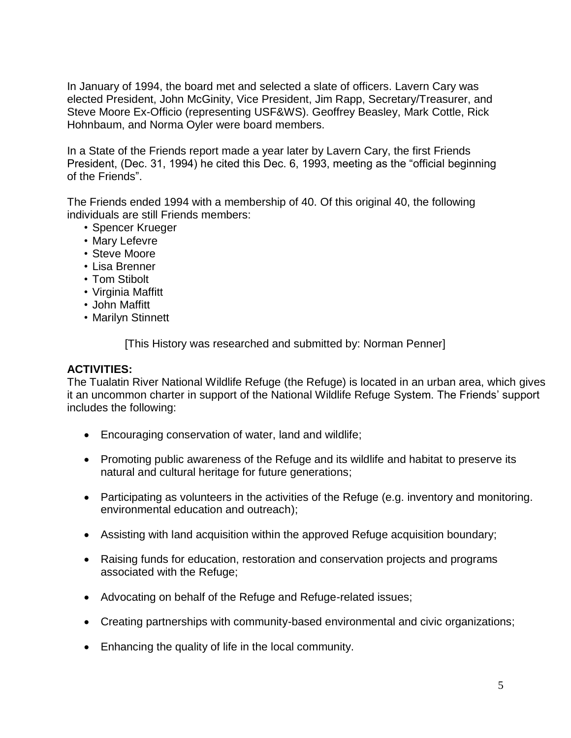In January of 1994, the board met and selected a slate of officers. Lavern Cary was elected President, John McGinity, Vice President, Jim Rapp, Secretary/Treasurer, and Steve Moore Ex-Officio (representing USF&WS). Geoffrey Beasley, Mark Cottle, Rick Hohnbaum, and Norma Oyler were board members.

In a State of the Friends report made a year later by Lavern Cary, the first Friends President, (Dec. 31, 1994) he cited this Dec. 6, 1993, meeting as the "official beginning of the Friends".

The Friends ended 1994 with a membership of 40. Of this original 40, the following individuals are still Friends members:

- Spencer Krueger
- Mary Lefevre
- Steve Moore
- Lisa Brenner
- Tom Stibolt
- Virginia Maffitt
- John Maffitt
- Marilyn Stinnett

[This History was researched and submitted by: Norman Penner]

**ACTIVITIES:**

The Tualatin River National Wildlife Refuge (the Refuge) is located in an urban area, which gives it an uncommon charter in support of the National Wildlife Refuge System. The Friends' support includes the following:

- Encouraging conservation of water, land and wildlife;
- Promoting public awareness of the Refuge and its wildlife and habitat to preserve its natural and cultural heritage for future generations;
- Participating as volunteers in the activities of the Refuge (e.g. inventory and monitoring. environmental education and outreach);
- Assisting with land acquisition within the approved Refuge acquisition boundary;
- Raising funds for education, restoration and conservation projects and programs associated with the Refuge;
- Advocating on behalf of the Refuge and Refuge-related issues;
- Creating partnerships with community-based environmental and civic organizations;
- Enhancing the quality of life in the local community.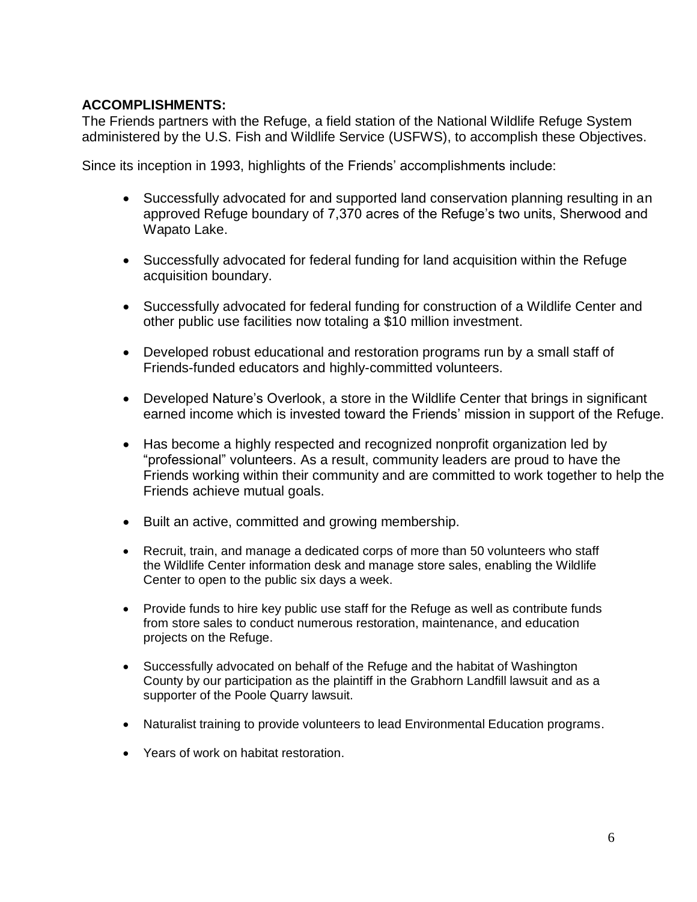**ACCOMPLISHMENTS:**

The Friends partners with the Refuge, a field station of the National Wildlife Refuge System administered by the U.S. Fish and Wildlife Service (USFWS), to accomplish these Objectives.

Since its inception in 1993, highlights of the Friends' accomplishments include:

- Successfully advocated for and supported land conservation planning resulting in an approved Refuge boundary of 7,370 acres of the Refuge's two units, Sherwood and Wapato Lake.
- Successfully advocated for federal funding for land acquisition within the Refuge acquisition boundary.
- Successfully advocated for federal funding for construction of a Wildlife Center and other public use facilities now totaling a $10 million investment.
- Developed robust educational and restoration programs run by a small staff of Friends-funded educators and highly-committed volunteers.
- Developed Nature's Overlook, a store in the Wildlife Center that brings in significant earned income which is invested toward the Friends' mission in support of the Refuge.
- Has become a highly respected and recognized nonprofit organization led by "professional" volunteers. As a result, community leaders are proud to have the Friends working within their community and are committed to work together to help the Friends achieve mutual goals.
- Built an active, committed and growing membership.
- Recruit, train, and manage a dedicated corps of more than 50 volunteers who staff the Wildlife Center information desk and manage store sales, enabling the Wildlife Center to open to the public six days a week.
- Provide funds to hire key public use staff for the Refuge as well as contribute funds from store sales to conduct numerous restoration, maintenance, and education projects on the Refuge.
- Successfully advocated on behalf of the Refuge and the habitat of Washington County by our participation as the plaintiff in the Grabhorn Landfill lawsuit and as a supporter of the Poole Quarry lawsuit.
- Naturalist training to provide volunteers to lead Environmental Education programs.
- Years of work on habitat restoration.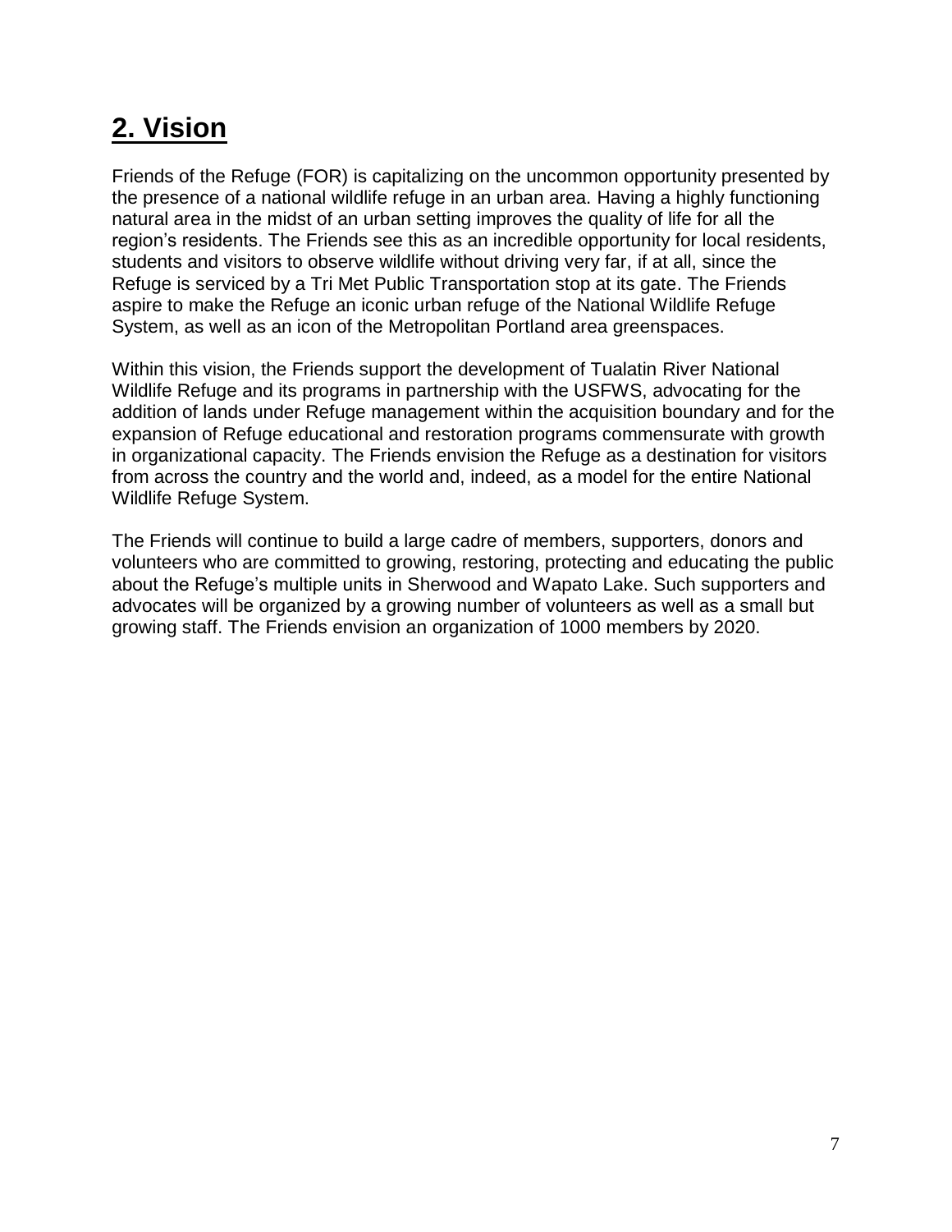## 2. Vision

Friends of the Refuge (FOR) is capitalizing on the uncommon opportunity presented by the presence of a national wildlife refuge in an urban area. Having a highly functioning natural area in the midst of an urban setting improves the quality of life for all the region's residents. The Friends see this as an incredible opportunity for local residents, students and visitors to observe wildlife without driving very far, if at all, since the Refuge is serviced by a Tri Met Public Transportation stop at its gate. The Friends aspire to make the Refuge an iconic urban refuge of the National Wildlife Refuge System, as well as an icon of the Metropolitan Portland area greenspaces.

Within this vision, the Friends support the development of Tualatin River National Wildlife Refuge and its programs in partnership with the USFWS, advocating for the addition of lands under Refuge management within the acquisition boundary and for the expansion of Refuge educational and restoration programs commensurate with growth in organizational capacity. The Friends envision the Refuge as a destination for visitors from across the country and the world and, indeed, as a model for the entire National Wildlife Refuge System.

The Friends will continue to build a large cadre of members, supporters, donors and volunteers who are committed to growing, restoring, protecting and educating the public about the Refuge's multiple units in Sherwood and Wapato Lake. Such supporters and advocates will be organized by a growing number of volunteers as well as a small but growing staff. The Friends envision an organization of 1000 members by 2020.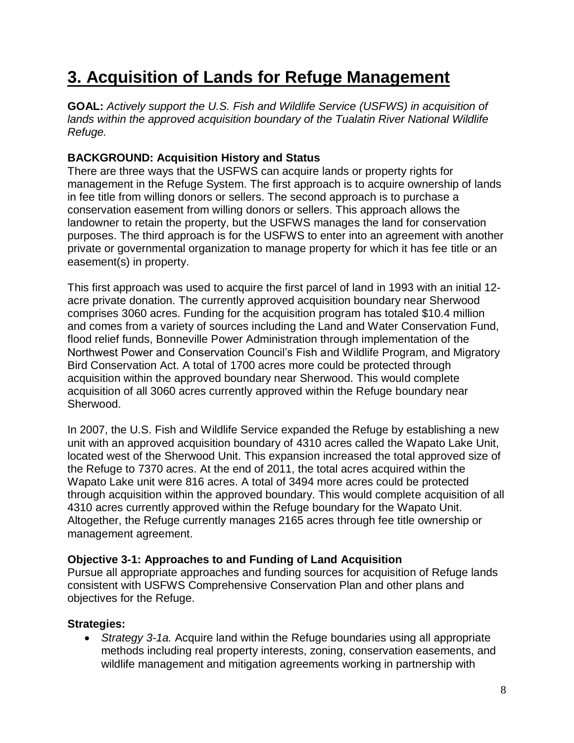# 3. Acquisition of Lands for Refuge Management

**GOAL:** *Actively support the U.S. Fish and Wildlife Service (USFWS) in acquisition of lands within the approved acquisition boundary of the Tualatin River National Wildlife Refuge.*

**BACKGROUND: Acquisition History and Status**

There are three ways that the USFWS can acquire lands or property rights for management in the Refuge System. The first approach is to acquire ownership of lands in fee title from willing donors or sellers. The second approach is to purchase a conservation easement from willing donors or sellers. This approach allows the landowner to retain the property, but the USFWS manages the land for conservation purposes. The third approach is for the USFWS to enter into an agreement with another private or governmental organization to manage property for which it has fee title or an easement(s) in property.

This first approach was used to acquire the first parcel of land in 1993 with an initial 12-acre private donation. The currently approved acquisition boundary near Sherwood comprises 3060 acres. Funding for the acquisition program has totaled $10.4 million and comes from a variety of sources including the Land and Water Conservation Fund, flood relief funds, Bonneville Power Administration through implementation of the Northwest Power and Conservation Council's Fish and Wildlife Program, and Migratory Bird Conservation Act. A total of 1700 acres more could be protected through acquisition within the approved boundary near Sherwood. This would complete acquisition of all 3060 acres currently approved within the Refuge boundary near Sherwood.

In 2007, the U.S. Fish and Wildlife Service expanded the Refuge by establishing a new unit with an approved acquisition boundary of 4310 acres called the Wapato Lake Unit, located west of the Sherwood Unit. This expansion increased the total approved size of the Refuge to 7370 acres. At the end of 2011, the total acres acquired within the Wapato Lake unit were 816 acres. A total of 3494 more acres could be protected through acquisition within the approved boundary. This would complete acquisition of all 4310 acres currently approved within the Refuge boundary for the Wapato Unit. Altogether, the Refuge currently manages 2165 acres through fee title ownership or management agreement.

**Objective 3-1: Approaches to and Funding of Land Acquisition**

Pursue all appropriate approaches and funding sources for acquisition of Refuge lands consistent with USFWS Comprehensive Conservation Plan and other plans and objectives for the Refuge.

**Strategies:**

- *Strategy 3-1a.* Acquire land within the Refuge boundaries using all appropriate methods including real property interests, zoning, conservation easements, and wildlife management and mitigation agreements working in partnership with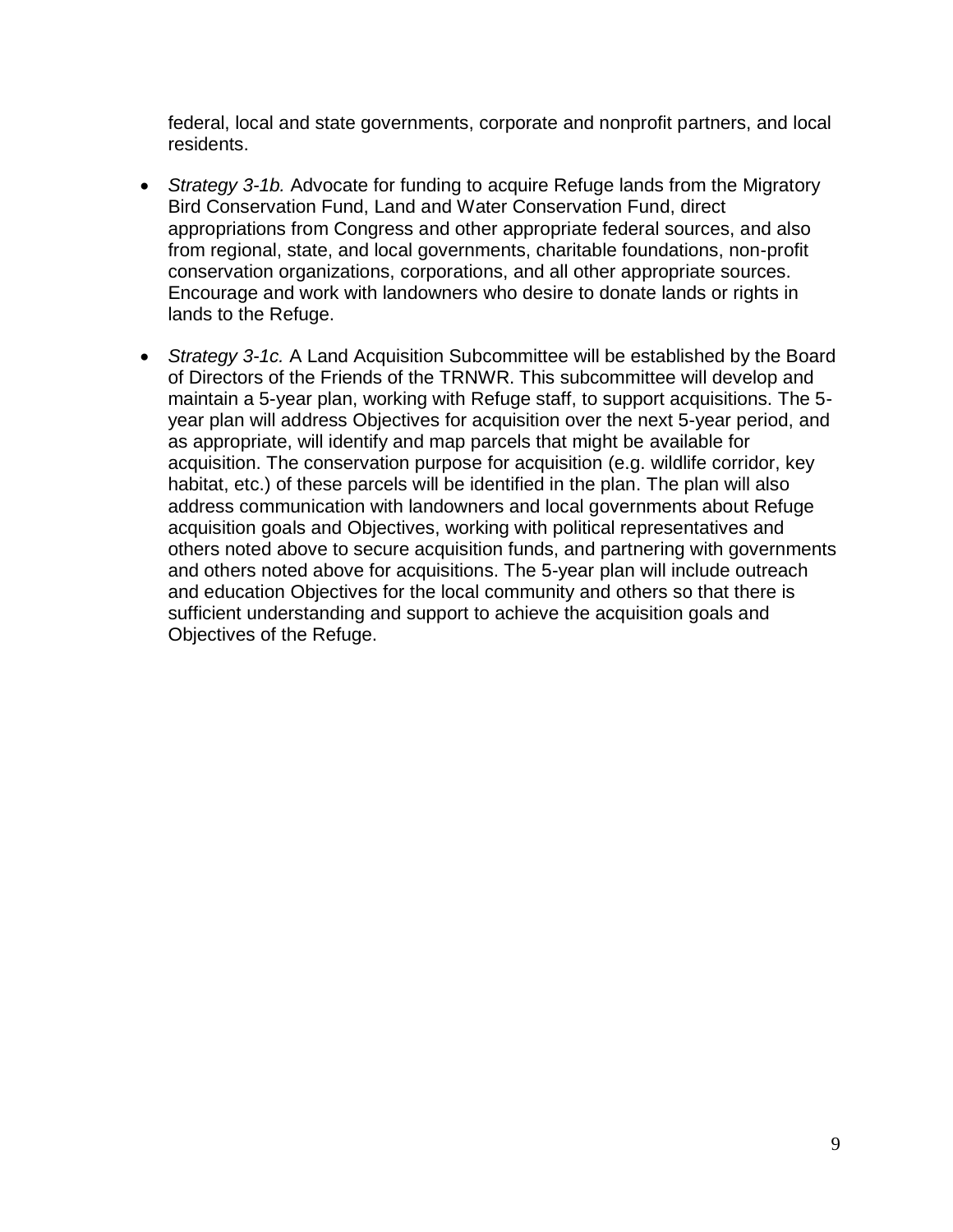federal, local and state governments, corporate and nonprofit partners, and local residents.

- *Strategy 3-1b.* Advocate for funding to acquire Refuge lands from the Migratory Bird Conservation Fund, Land and Water Conservation Fund, direct appropriations from Congress and other appropriate federal sources, and also from regional, state, and local governments, charitable foundations, non-profit conservation organizations, corporations, and all other appropriate sources. Encourage and work with landowners who desire to donate lands or rights in lands to the Refuge.

- *Strategy 3-1c.* A Land Acquisition Subcommittee will be established by the Board of Directors of the Friends of the TRNWR. This subcommittee will develop and maintain a 5-year plan, working with Refuge staff, to support acquisitions. The 5-year plan will address Objectives for acquisition over the next 5-year period, and as appropriate, will identify and map parcels that might be available for acquisition. The conservation purpose for acquisition (e.g. wildlife corridor, key habitat, etc.) of these parcels will be identified in the plan. The plan will also address communication with landowners and local governments about Refuge acquisition goals and Objectives, working with political representatives and others noted above to secure acquisition funds, and partnering with governments and others noted above for acquisitions. The 5-year plan will include outreach and education Objectives for the local community and others so that there is sufficient understanding and support to achieve the acquisition goals and Objectives of the Refuge.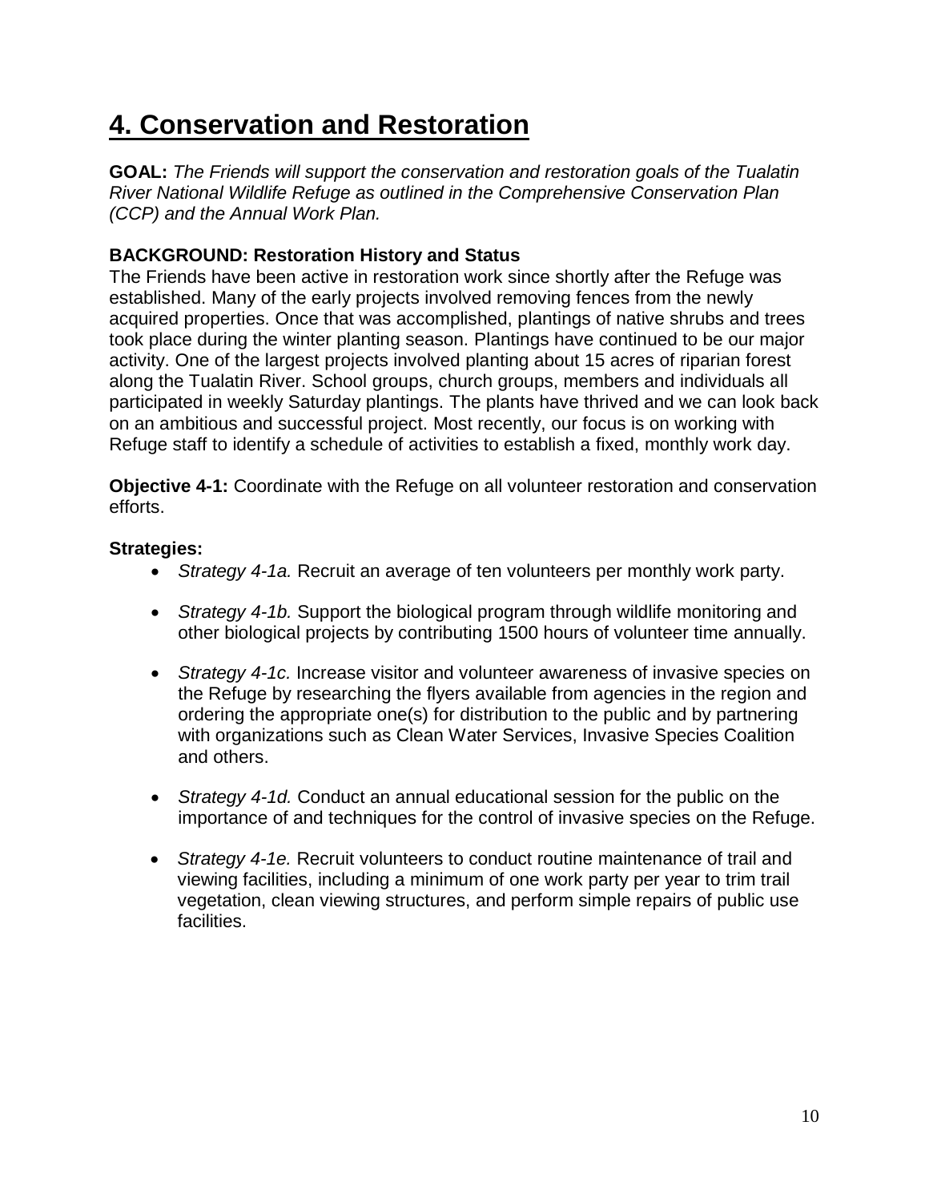# 4. Conservation and Restoration

**GOAL:** *The Friends will support the conservation and restoration goals of the Tualatin River National Wildlife Refuge as outlined in the Comprehensive Conservation Plan (CCP) and the Annual Work Plan.*

**BACKGROUND: Restoration History and Status**

The Friends have been active in restoration work since shortly after the Refuge was established. Many of the early projects involved removing fences from the newly acquired properties. Once that was accomplished, plantings of native shrubs and trees took place during the winter planting season. Plantings have continued to be our major activity. One of the largest projects involved planting about 15 acres of riparian forest along the Tualatin River. School groups, church groups, members and individuals all participated in weekly Saturday plantings. The plants have thrived and we can look back on an ambitious and successful project. Most recently, our focus is on working with Refuge staff to identify a schedule of activities to establish a fixed, monthly work day.

**Objective 4-1:** Coordinate with the Refuge on all volunteer restoration and conservation efforts.

**Strategies:**

- *Strategy 4-1a.* Recruit an average of ten volunteers per monthly work party.
- *Strategy 4-1b.* Support the biological program through wildlife monitoring and other biological projects by contributing 1500 hours of volunteer time annually.
- *Strategy 4-1c.* Increase visitor and volunteer awareness of invasive species on the Refuge by researching the flyers available from agencies in the region and ordering the appropriate one(s) for distribution to the public and by partnering with organizations such as Clean Water Services, Invasive Species Coalition and others.
- *Strategy 4-1d.* Conduct an annual educational session for the public on the importance of and techniques for the control of invasive species on the Refuge.
- *Strategy 4-1e.* Recruit volunteers to conduct routine maintenance of trail and viewing facilities, including a minimum of one work party per year to trim trail vegetation, clean viewing structures, and perform simple repairs of public use facilities.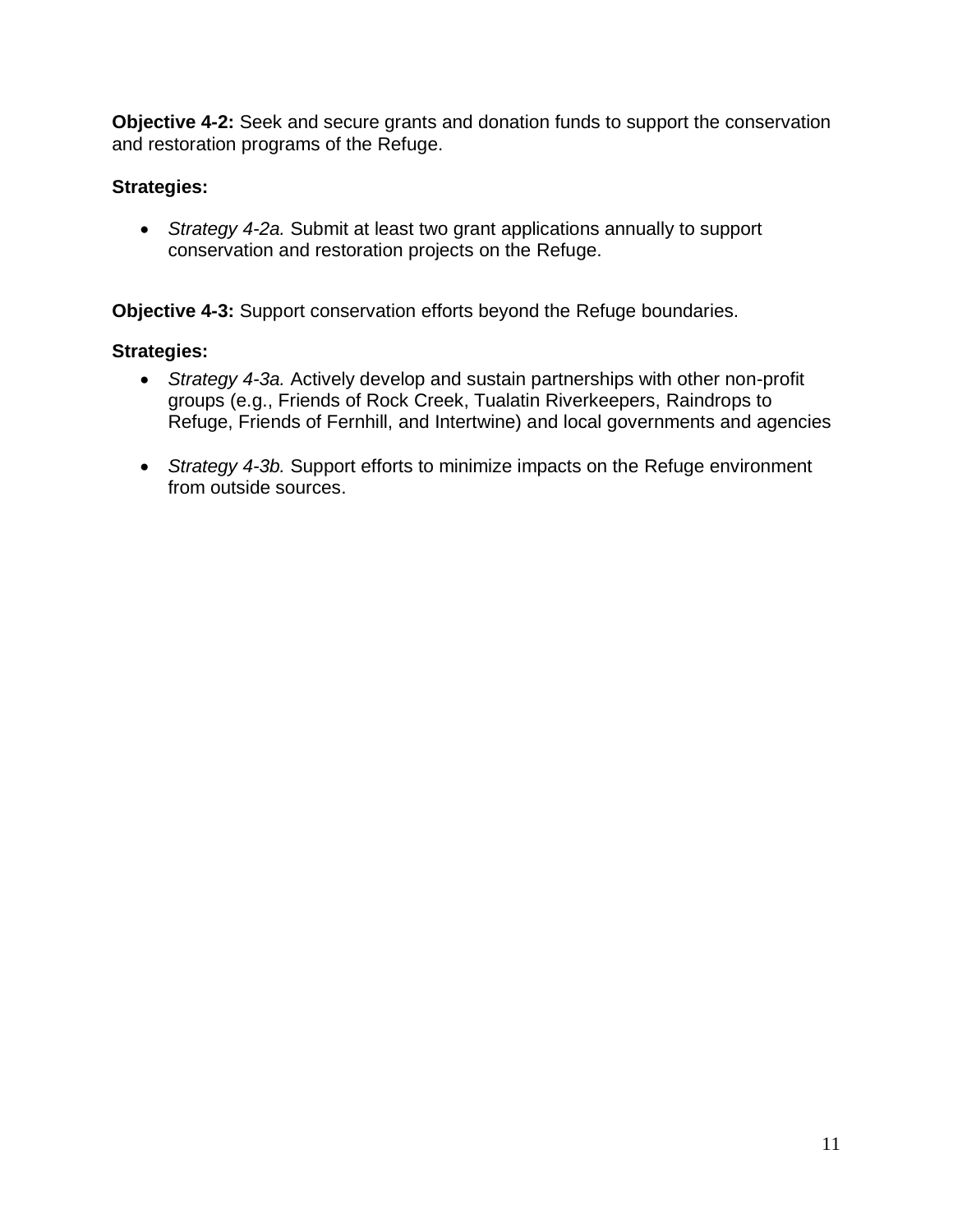**Objective 4-2:** Seek and secure grants and donation funds to support the conservation and restoration programs of the Refuge.

**Strategies:**

- *Strategy 4-2a.* Submit at least two grant applications annually to support conservation and restoration projects on the Refuge.

**Objective 4-3:** Support conservation efforts beyond the Refuge boundaries.

**Strategies:**

- *Strategy 4-3a.* Actively develop and sustain partnerships with other non-profit groups (e.g., Friends of Rock Creek, Tualatin Riverkeepers, Raindrops to Refuge, Friends of Fernhill, and Intertwine) and local governments and agencies

- *Strategy 4-3b.* Support efforts to minimize impacts on the Refuge environment from outside sources.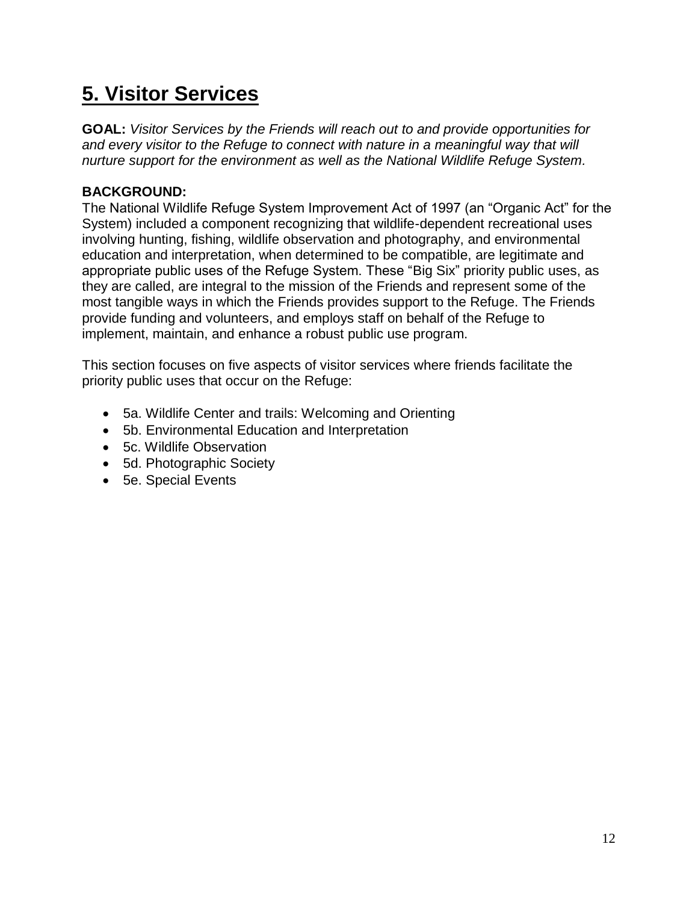# 5. Visitor Services

**GOAL:** *Visitor Services by the Friends will reach out to and provide opportunities for and every visitor to the Refuge to connect with nature in a meaningful way that will nurture support for the environment as well as the National Wildlife Refuge System.*

**BACKGROUND:**

The National Wildlife Refuge System Improvement Act of 1997 (an "Organic Act" for the System) included a component recognizing that wildlife-dependent recreational uses involving hunting, fishing, wildlife observation and photography, and environmental education and interpretation, when determined to be compatible, are legitimate and appropriate public uses of the Refuge System. These "Big Six" priority public uses, as they are called, are integral to the mission of the Friends and represent some of the most tangible ways in which the Friends provides support to the Refuge. The Friends provide funding and volunteers, and employs staff on behalf of the Refuge to implement, maintain, and enhance a robust public use program.

This section focuses on five aspects of visitor services where friends facilitate the priority public uses that occur on the Refuge:

- 5a. Wildlife Center and trails: Welcoming and Orienting
- 5b. Environmental Education and Interpretation
- 5c. Wildlife Observation
- 5d. Photographic Society
- 5e. Special Events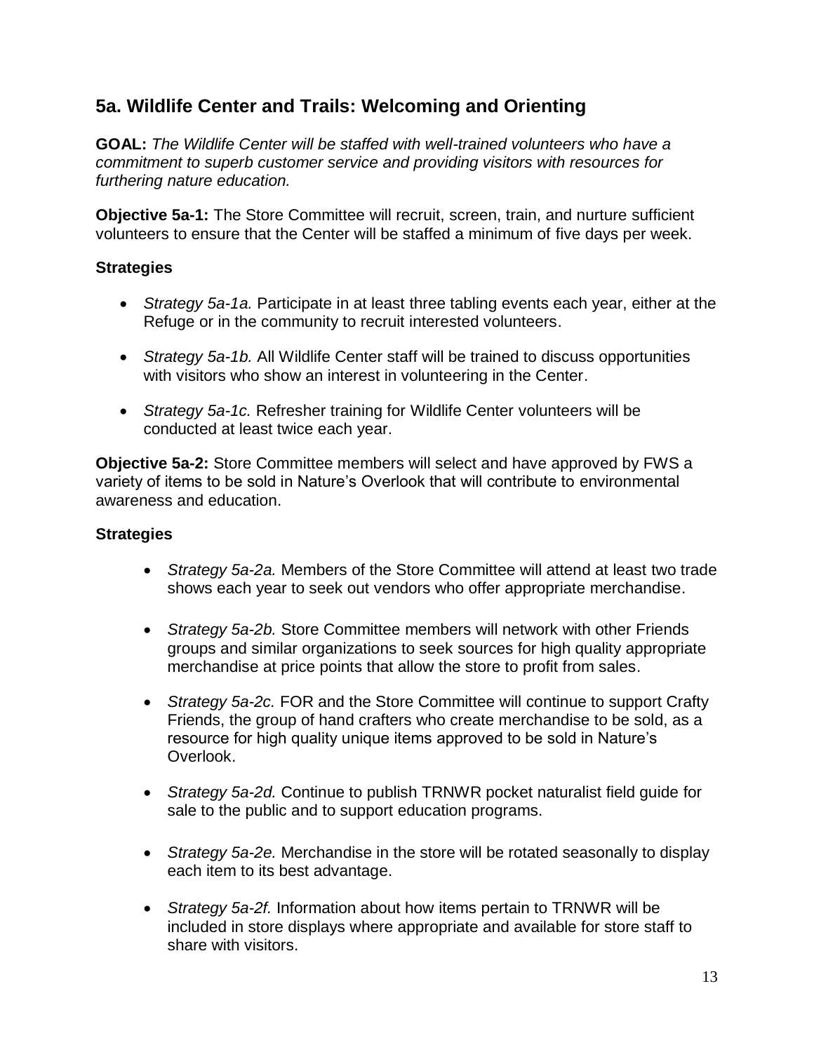## 5a. Wildlife Center and Trails: Welcoming and Orienting

**GOAL:** *The Wildlife Center will be staffed with well-trained volunteers who have a commitment to superb customer service and providing visitors with resources for furthering nature education.*

**Objective 5a-1:** The Store Committee will recruit, screen, train, and nurture sufficient volunteers to ensure that the Center will be staffed a minimum of five days per week.

### Strategies

- *Strategy 5a-1a.* Participate in at least three tabling events each year, either at the Refuge or in the community to recruit interested volunteers.
- *Strategy 5a-1b.* All Wildlife Center staff will be trained to discuss opportunities with visitors who show an interest in volunteering in the Center.
- *Strategy 5a-1c.* Refresher training for Wildlife Center volunteers will be conducted at least twice each year.

**Objective 5a-2:** Store Committee members will select and have approved by FWS a variety of items to be sold in Nature's Overlook that will contribute to environmental awareness and education.

### Strategies

- *Strategy 5a-2a.* Members of the Store Committee will attend at least two trade shows each year to seek out vendors who offer appropriate merchandise.
- *Strategy 5a-2b.* Store Committee members will network with other Friends groups and similar organizations to seek sources for high quality appropriate merchandise at price points that allow the store to profit from sales.
- *Strategy 5a-2c.* FOR and the Store Committee will continue to support Crafty Friends, the group of hand crafters who create merchandise to be sold, as a resource for high quality unique items approved to be sold in Nature's Overlook.
- *Strategy 5a-2d.* Continue to publish TRNWR pocket naturalist field guide for sale to the public and to support education programs.
- *Strategy 5a-2e.* Merchandise in the store will be rotated seasonally to display each item to its best advantage.
- *Strategy 5a-2f.* Information about how items pertain to TRNWR will be included in store displays where appropriate and available for store staff to share with visitors.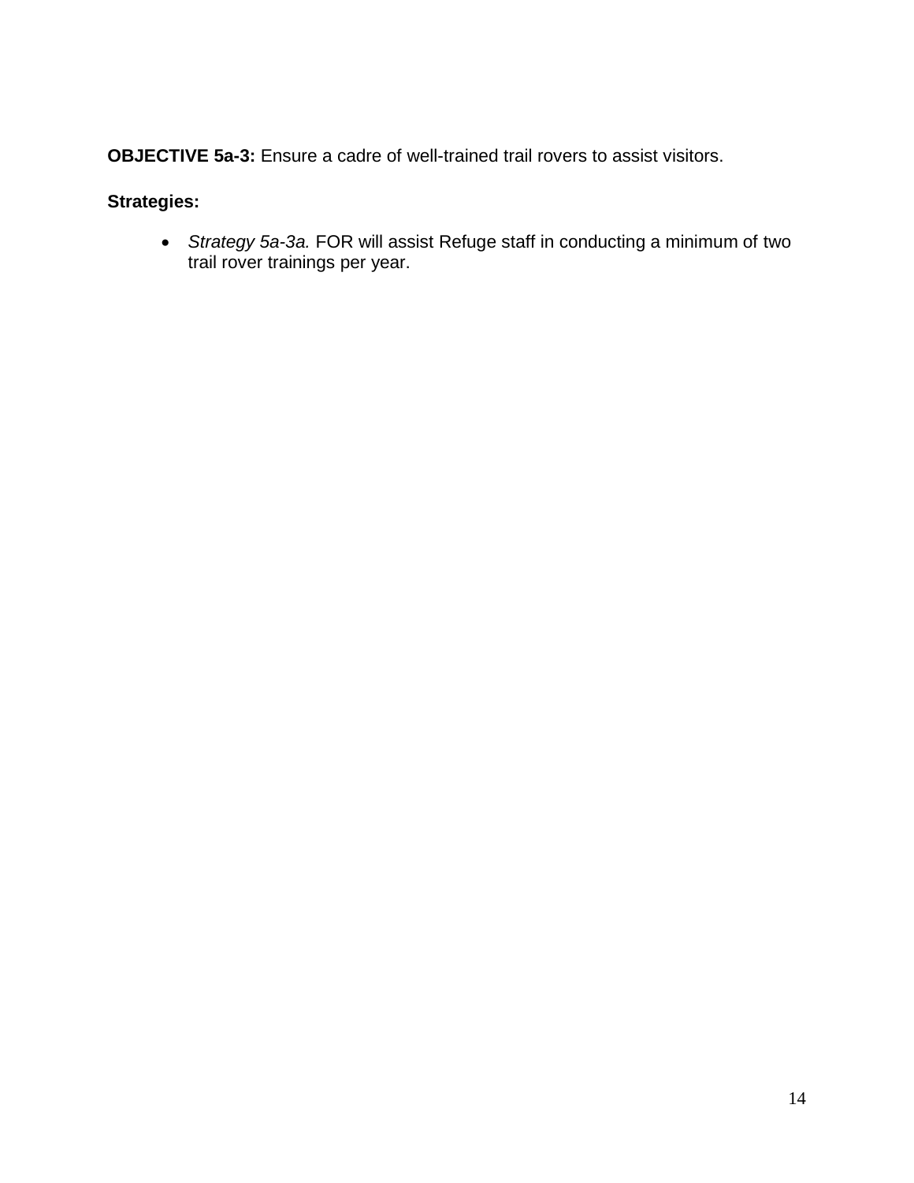**OBJECTIVE 5a-3:** Ensure a cadre of well-trained trail rovers to assist visitors.

**Strategies:**

- *Strategy 5a-3a.* FOR will assist Refuge staff in conducting a minimum of two trail rover trainings per year.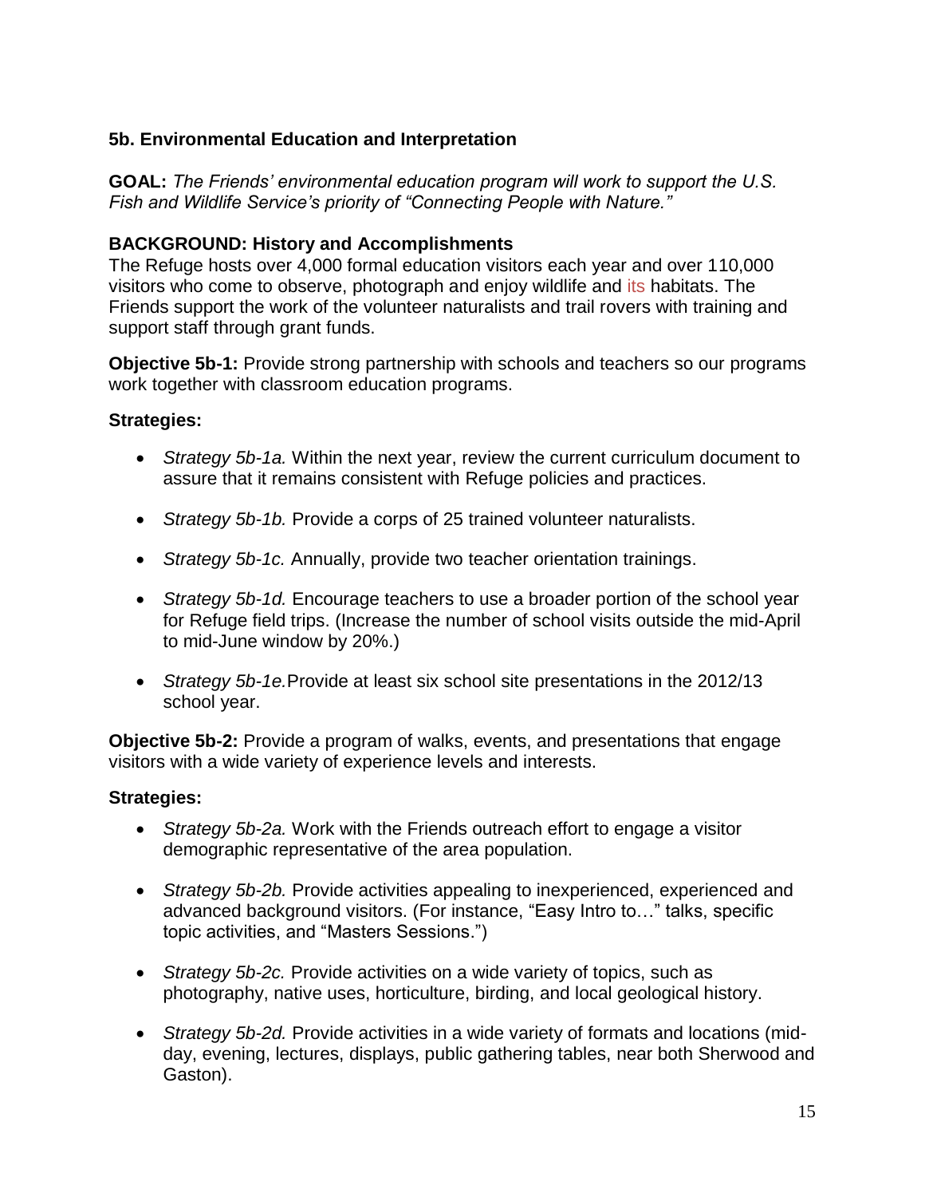### 5b. Environmental Education and Interpretation

**GOAL:** *The Friends' environmental education program will work to support the U.S. Fish and Wildlife Service's priority of "Connecting People with Nature."*

**BACKGROUND: History and Accomplishments**

The Refuge hosts over 4,000 formal education visitors each year and over 110,000 visitors who come to observe, photograph and enjoy wildlife and its habitats. The Friends support the work of the volunteer naturalists and trail rovers with training and support staff through grant funds.

**Objective 5b-1:** Provide strong partnership with schools and teachers so our programs work together with classroom education programs.

**Strategies:**

- *Strategy 5b-1a.* Within the next year, review the current curriculum document to assure that it remains consistent with Refuge policies and practices.
- *Strategy 5b-1b.* Provide a corps of 25 trained volunteer naturalists.
- *Strategy 5b-1c.* Annually, provide two teacher orientation trainings.
- *Strategy 5b-1d.* Encourage teachers to use a broader portion of the school year for Refuge field trips. (Increase the number of school visits outside the mid-April to mid-June window by 20%.)
- *Strategy 5b-1e.* Provide at least six school site presentations in the 2012/13 school year.

**Objective 5b-2:** Provide a program of walks, events, and presentations that engage visitors with a wide variety of experience levels and interests.

**Strategies:**

- *Strategy 5b-2a.* Work with the Friends outreach effort to engage a visitor demographic representative of the area population.
- *Strategy 5b-2b.* Provide activities appealing to inexperienced, experienced and advanced background visitors. (For instance, "Easy Intro to…" talks, specific topic activities, and "Masters Sessions.")
- *Strategy 5b-2c.* Provide activities on a wide variety of topics, such as photography, native uses, horticulture, birding, and local geological history.
- *Strategy 5b-2d.* Provide activities in a wide variety of formats and locations (mid-day, evening, lectures, displays, public gathering tables, near both Sherwood and Gaston).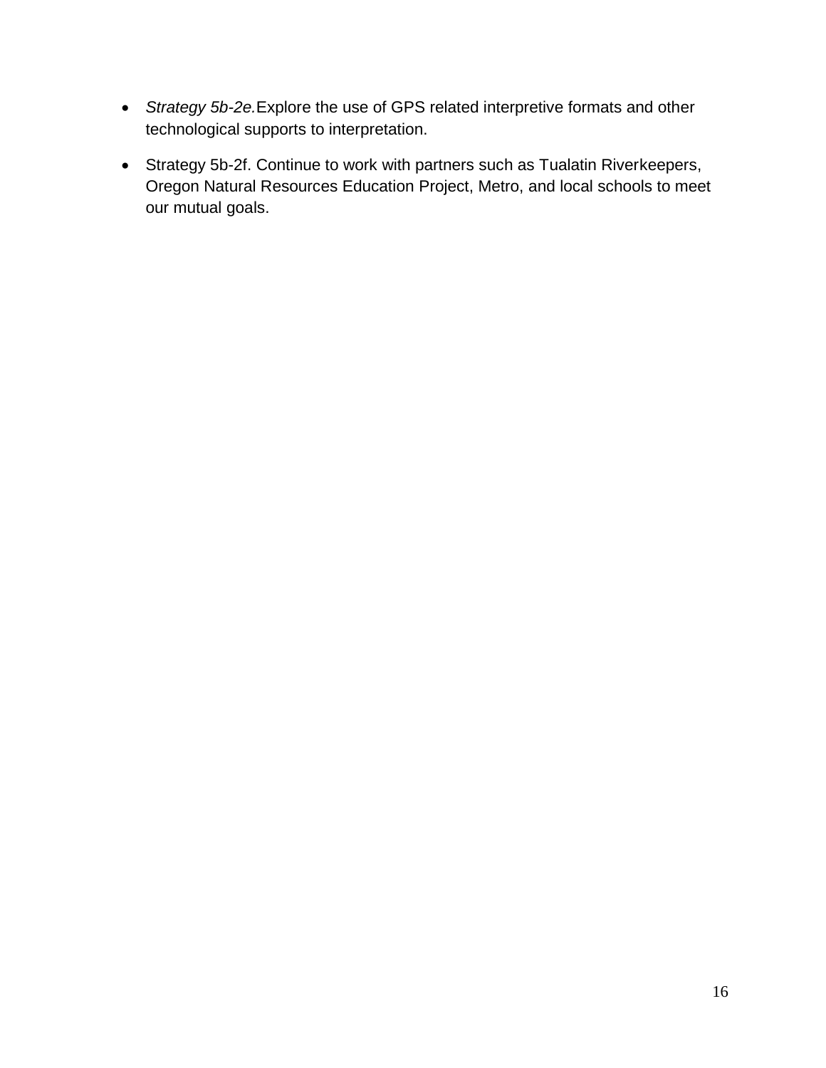- *Strategy 5b-2e.*Explore the use of GPS related interpretive formats and other technological supports to interpretation.
- Strategy 5b-2f. Continue to work with partners such as Tualatin Riverkeepers, Oregon Natural Resources Education Project, Metro, and local schools to meet our mutual goals.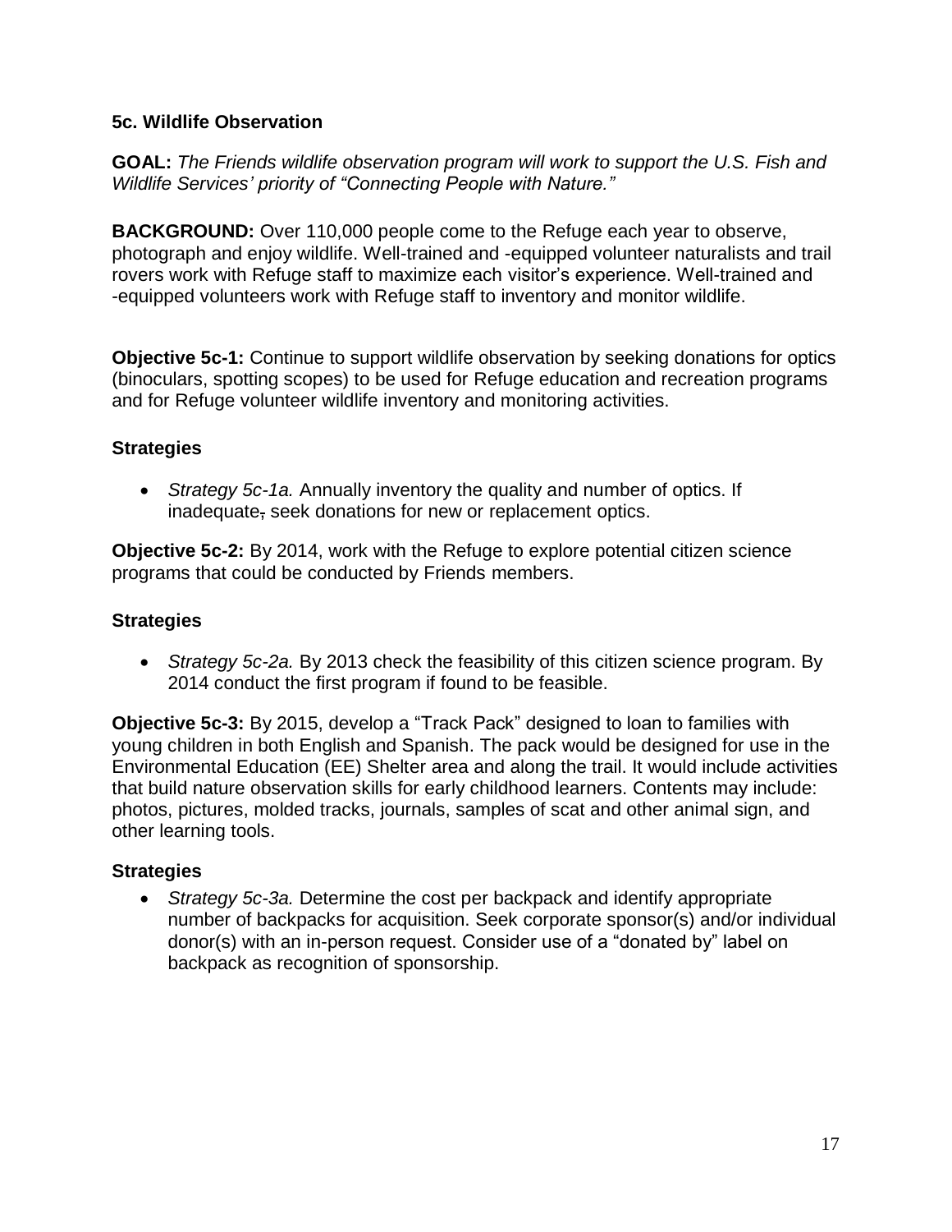### 5c. Wildlife Observation

**GOAL:** *The Friends wildlife observation program will work to support the U.S. Fish and Wildlife Services' priority of "Connecting People with Nature."*

**BACKGROUND:** Over 110,000 people come to the Refuge each year to observe, photograph and enjoy wildlife. Well-trained and -equipped volunteer naturalists and trail rovers work with Refuge staff to maximize each visitor's experience. Well-trained and -equipped volunteers work with Refuge staff to inventory and monitor wildlife.

**Objective 5c-1:** Continue to support wildlife observation by seeking donations for optics (binoculars, spotting scopes) to be used for Refuge education and recreation programs and for Refuge volunteer wildlife inventory and monitoring activities.

#### Strategies

- *Strategy 5c-1a.* Annually inventory the quality and number of optics. If inadequate, seek donations for new or replacement optics.

**Objective 5c-2:** By 2014, work with the Refuge to explore potential citizen science programs that could be conducted by Friends members.

#### Strategies

- *Strategy 5c-2a.* By 2013 check the feasibility of this citizen science program. By 2014 conduct the first program if found to be feasible.

**Objective 5c-3:** By 2015, develop a "Track Pack" designed to loan to families with young children in both English and Spanish. The pack would be designed for use in the Environmental Education (EE) Shelter area and along the trail. It would include activities that build nature observation skills for early childhood learners. Contents may include: photos, pictures, molded tracks, journals, samples of scat and other animal sign, and other learning tools.

#### Strategies

- *Strategy 5c-3a.* Determine the cost per backpack and identify appropriate number of backpacks for acquisition. Seek corporate sponsor(s) and/or individual donor(s) with an in-person request. Consider use of a "donated by" label on backpack as recognition of sponsorship.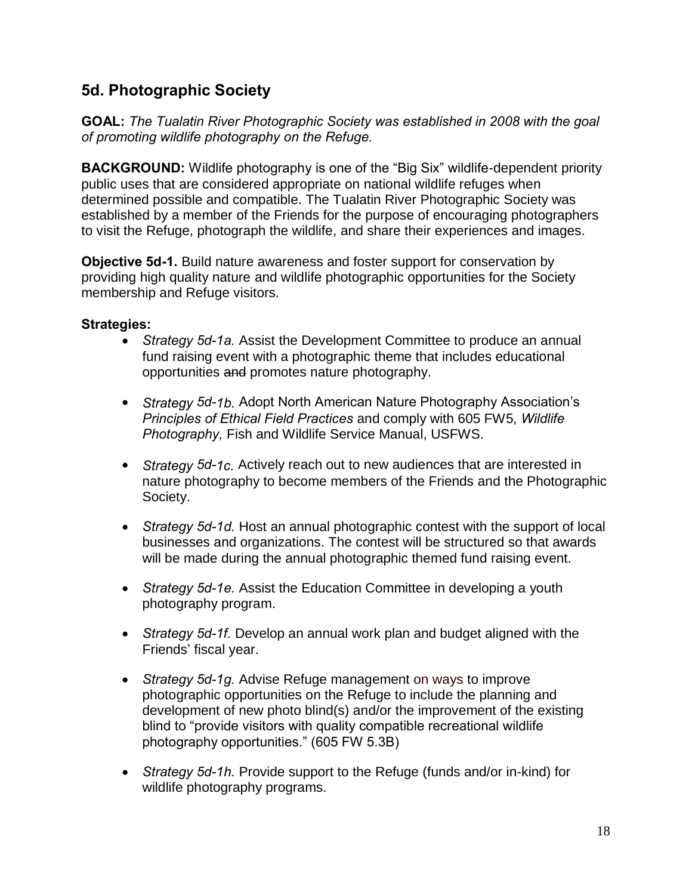## 5d. Photographic Society

**GOAL:** *The Tualatin River Photographic Society was established in 2008 with the goal of promoting wildlife photography on the Refuge.*

**BACKGROUND:** Wildlife photography is one of the "Big Six" wildlife-dependent priority public uses that are considered appropriate on national wildlife refuges when determined possible and compatible. The Tualatin River Photographic Society was established by a member of the Friends for the purpose of encouraging photographers to visit the Refuge, photograph the wildlife, and share their experiences and images.

**Objective 5d-1.** Build nature awareness and foster support for conservation by providing high quality nature and wildlife photographic opportunities for the Society membership and Refuge visitors.

**Strategies:**

- *Strategy 5d-1a.* Assist the Development Committee to produce an annual fund raising event with a photographic theme that includes educational opportunities ~~and~~ promotes nature photography.
- *Strategy 5d-1b.* Adopt North American Nature Photography Association's *Principles of Ethical Field Practices* and comply with 605 FW5, *Wildlife Photography,* Fish and Wildlife Service Manual, USFWS.
- *Strategy 5d-1c.* Actively reach out to new audiences that are interested in nature photography to become members of the Friends and the Photographic Society.
- *Strategy 5d-1d.* Host an annual photographic contest with the support of local businesses and organizations. The contest will be structured so that awards will be made during the annual photographic themed fund raising event.
- *Strategy 5d-1e.* Assist the Education Committee in developing a youth photography program.
- *Strategy 5d-1f.* Develop an annual work plan and budget aligned with the Friends' fiscal year.
- *Strategy 5d-1g.* Advise Refuge management on ways to improve photographic opportunities on the Refuge to include the planning and development of new photo blind(s) and/or the improvement of the existing blind to "provide visitors with quality compatible recreational wildlife photography opportunities." (605 FW 5.3B)
- *Strategy 5d-1h.* Provide support to the Refuge (funds and/or in-kind) for wildlife photography programs.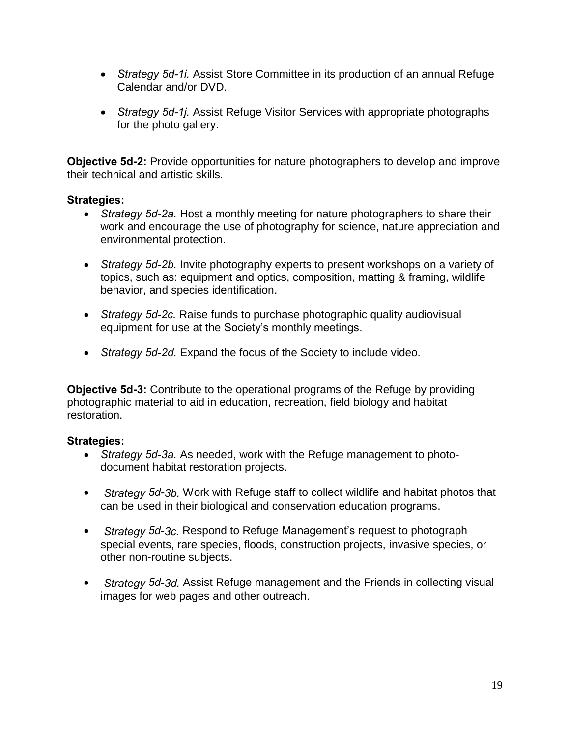- *Strategy 5d-1i.* Assist Store Committee in its production of an annual Refuge Calendar and/or DVD.

- *Strategy 5d-1j.* Assist Refuge Visitor Services with appropriate photographs for the photo gallery.

**Objective 5d-2:** Provide opportunities for nature photographers to develop and improve their technical and artistic skills.

**Strategies:**

- *Strategy 5d-2a.* Host a monthly meeting for nature photographers to share their work and encourage the use of photography for science, nature appreciation and environmental protection.

- *Strategy 5d-2b.* Invite photography experts to present workshops on a variety of topics, such as: equipment and optics, composition, matting & framing, wildlife behavior, and species identification.

- *Strategy 5d-2c.* Raise funds to purchase photographic quality audiovisual equipment for use at the Society's monthly meetings.

- *Strategy 5d-2d.* Expand the focus of the Society to include video.

**Objective 5d-3:** Contribute to the operational programs of the Refuge by providing photographic material to aid in education, recreation, field biology and habitat restoration.

**Strategies:**

- *Strategy 5d-3a.* As needed, work with the Refuge management to photo-document habitat restoration projects.

- *Strategy 5d-3b.* Work with Refuge staff to collect wildlife and habitat photos that can be used in their biological and conservation education programs.

- *Strategy 5d-3c.* Respond to Refuge Management's request to photograph special events, rare species, floods, construction projects, invasive species, or other non-routine subjects.

- *Strategy 5d-3d.* Assist Refuge management and the Friends in collecting visual images for web pages and other outreach.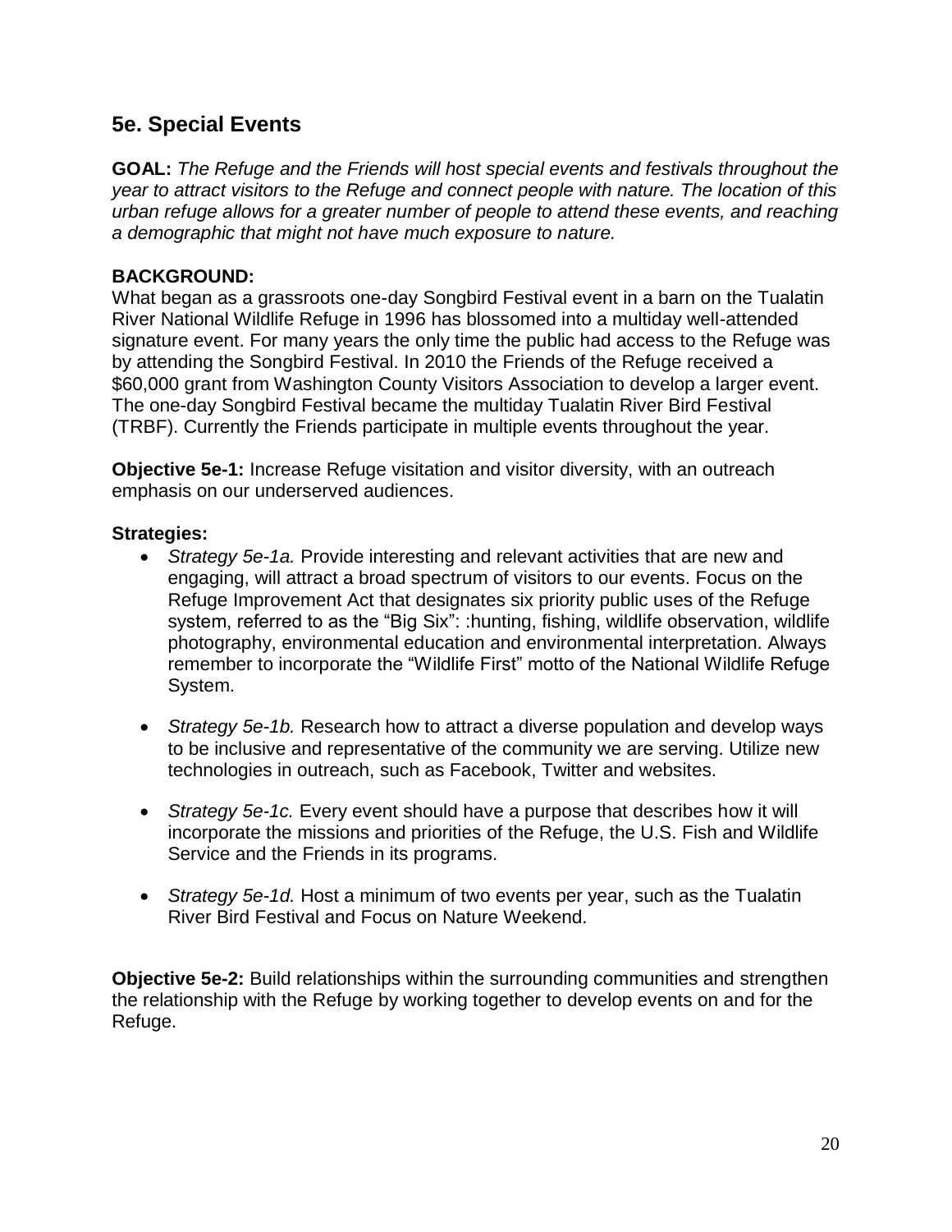## 5e. Special Events

**GOAL:** *The Refuge and the Friends will host special events and festivals throughout the year to attract visitors to the Refuge and connect people with nature. The location of this urban refuge allows for a greater number of people to attend these events, and reaching a demographic that might not have much exposure to nature.*

**BACKGROUND:**
What began as a grassroots one-day Songbird Festival event in a barn on the Tualatin River National Wildlife Refuge in 1996 has blossomed into a multiday well-attended signature event. For many years the only time the public had access to the Refuge was by attending the Songbird Festival. In 2010 the Friends of the Refuge received a $60,000 grant from Washington County Visitors Association to develop a larger event. The one-day Songbird Festival became the multiday Tualatin River Bird Festival (TRBF). Currently the Friends participate in multiple events throughout the year.

**Objective 5e-1:** Increase Refuge visitation and visitor diversity, with an outreach emphasis on our underserved audiences.

**Strategies:**

- *Strategy 5e-1a.* Provide interesting and relevant activities that are new and engaging, will attract a broad spectrum of visitors to our events. Focus on the Refuge Improvement Act that designates six priority public uses of the Refuge system, referred to as the "Big Six": :hunting, fishing, wildlife observation, wildlife photography, environmental education and environmental interpretation. Always remember to incorporate the "Wildlife First" motto of the National Wildlife Refuge System.

- *Strategy 5e-1b.* Research how to attract a diverse population and develop ways to be inclusive and representative of the community we are serving. Utilize new technologies in outreach, such as Facebook, Twitter and websites.

- *Strategy 5e-1c.* Every event should have a purpose that describes how it will incorporate the missions and priorities of the Refuge, the U.S. Fish and Wildlife Service and the Friends in its programs.

- *Strategy 5e-1d.* Host a minimum of two events per year, such as the Tualatin River Bird Festival and Focus on Nature Weekend.

**Objective 5e-2:** Build relationships within the surrounding communities and strengthen the relationship with the Refuge by working together to develop events on and for the Refuge.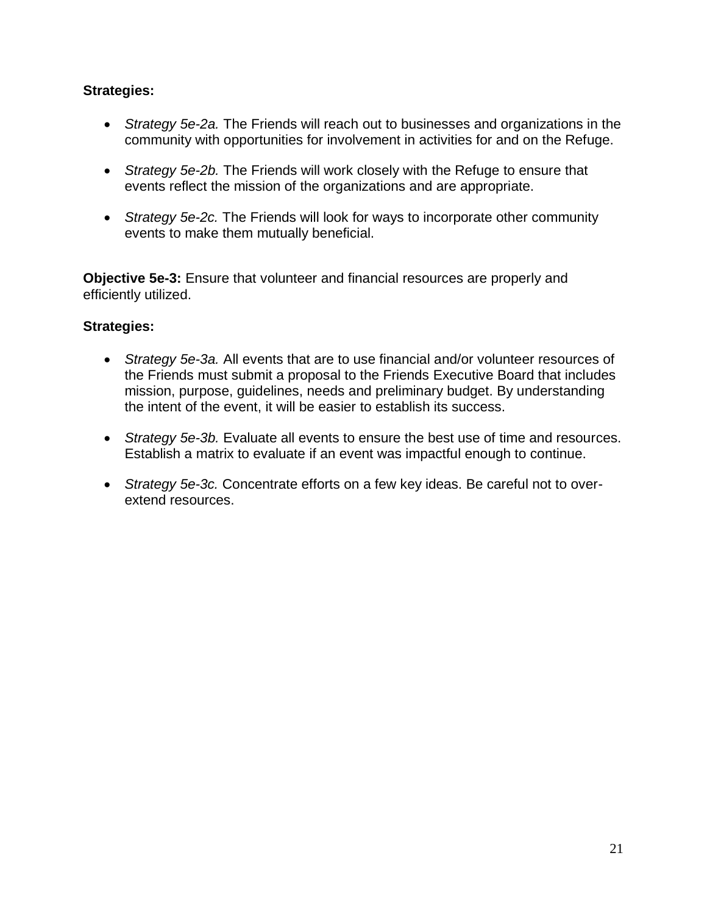**Strategies:**

- *Strategy 5e-2a.* The Friends will reach out to businesses and organizations in the community with opportunities for involvement in activities for and on the Refuge.

- *Strategy 5e-2b.* The Friends will work closely with the Refuge to ensure that events reflect the mission of the organizations and are appropriate.

- *Strategy 5e-2c.* The Friends will look for ways to incorporate other community events to make them mutually beneficial.

**Objective 5e-3:** Ensure that volunteer and financial resources are properly and efficiently utilized.

**Strategies:**

- *Strategy 5e-3a.* All events that are to use financial and/or volunteer resources of the Friends must submit a proposal to the Friends Executive Board that includes mission, purpose, guidelines, needs and preliminary budget. By understanding the intent of the event, it will be easier to establish its success.

- *Strategy 5e-3b.* Evaluate all events to ensure the best use of time and resources. Establish a matrix to evaluate if an event was impactful enough to continue.

- *Strategy 5e-3c.* Concentrate efforts on a few key ideas. Be careful not to over-extend resources.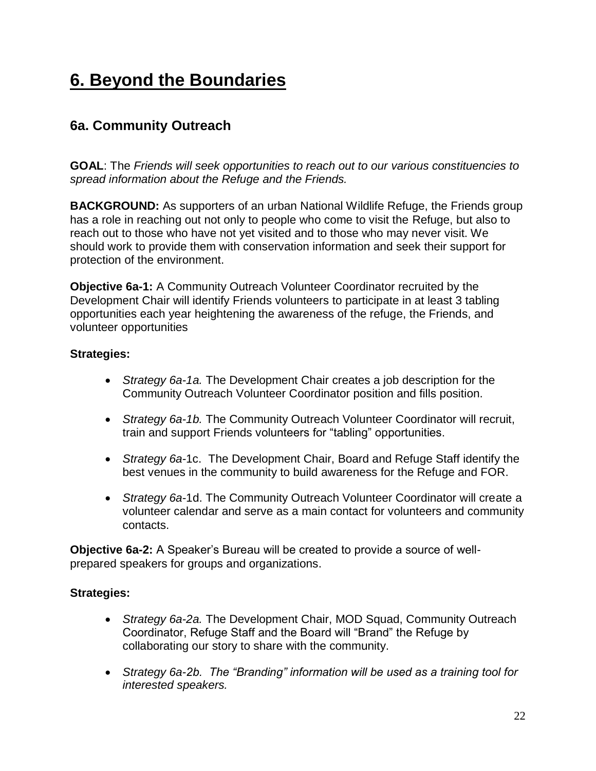# 6. Beyond the Boundaries

## 6a. Community Outreach

**GOAL**: The *Friends will seek opportunities to reach out to our various constituencies to spread information about the Refuge and the Friends.*

**BACKGROUND:** As supporters of an urban National Wildlife Refuge, the Friends group has a role in reaching out not only to people who come to visit the Refuge, but also to reach out to those who have not yet visited and to those who may never visit. We should work to provide them with conservation information and seek their support for protection of the environment.

**Objective 6a-1:** A Community Outreach Volunteer Coordinator recruited by the Development Chair will identify Friends volunteers to participate in at least 3 tabling opportunities each year heightening the awareness of the refuge, the Friends, and volunteer opportunities

**Strategies:**

- *Strategy 6a-1a.* The Development Chair creates a job description for the Community Outreach Volunteer Coordinator position and fills position.
- *Strategy 6a-1b.* The Community Outreach Volunteer Coordinator will recruit, train and support Friends volunteers for "tabling" opportunities.
- *Strategy 6a*-1c. The Development Chair, Board and Refuge Staff identify the best venues in the community to build awareness for the Refuge and FOR.
- *Strategy 6a*-1d. The Community Outreach Volunteer Coordinator will create a volunteer calendar and serve as a main contact for volunteers and community contacts.

**Objective 6a-2:** A Speaker's Bureau will be created to provide a source of well-prepared speakers for groups and organizations.

**Strategies:**

- *Strategy 6a-2a.* The Development Chair, MOD Squad, Community Outreach Coordinator, Refuge Staff and the Board will "Brand" the Refuge by collaborating our story to share with the community.
- *Strategy 6a-2b. The "Branding" information will be used as a training tool for interested speakers.*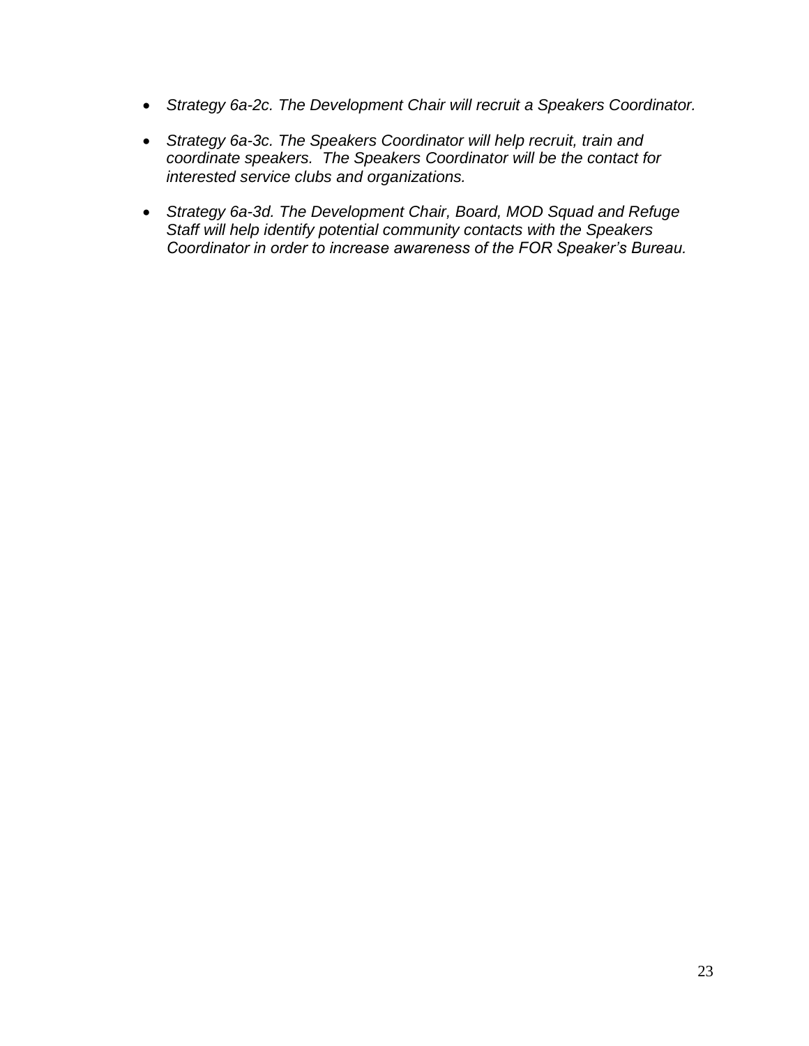- *Strategy 6a-2c. The Development Chair will recruit a Speakers Coordinator.*

- *Strategy 6a-3c. The Speakers Coordinator will help recruit, train and coordinate speakers. The Speakers Coordinator will be the contact for interested service clubs and organizations.*

- *Strategy 6a-3d. The Development Chair, Board, MOD Squad and Refuge Staff will help identify potential community contacts with the Speakers Coordinator in order to increase awareness of the FOR Speaker's Bureau.*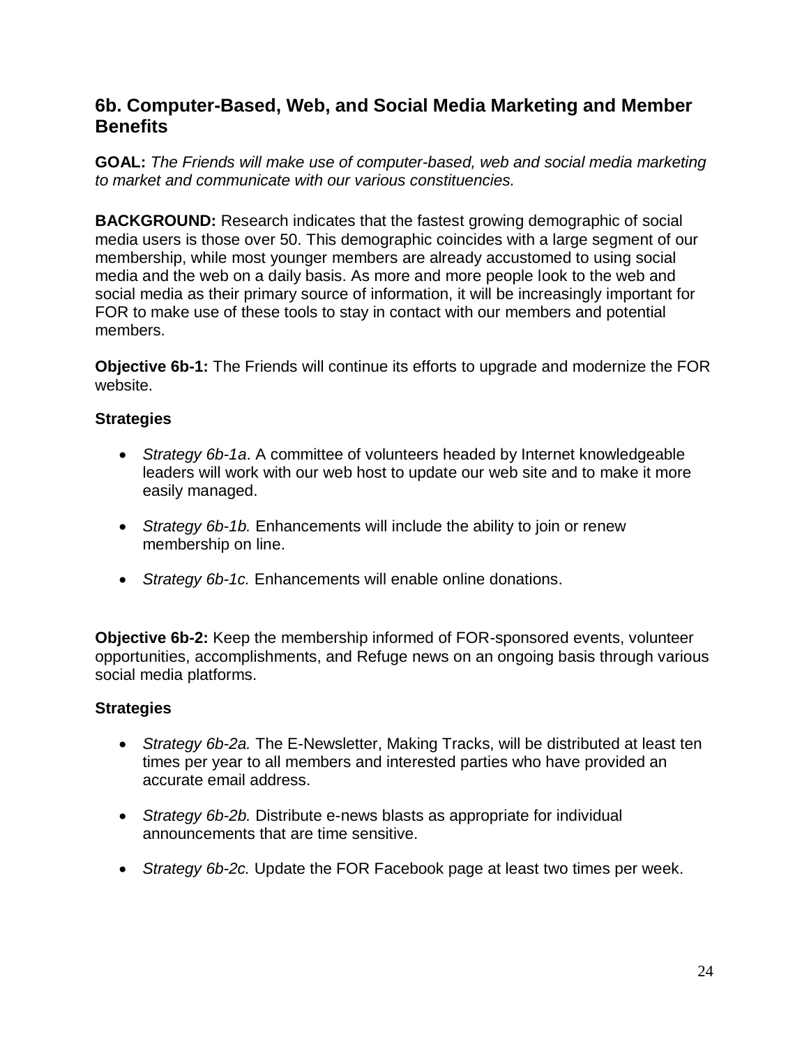## 6b. Computer-Based, Web, and Social Media Marketing and Member Benefits

**GOAL:** *The Friends will make use of computer-based, web and social media marketing to market and communicate with our various constituencies.*

**BACKGROUND:** Research indicates that the fastest growing demographic of social media users is those over 50. This demographic coincides with a large segment of our membership, while most younger members are already accustomed to using social media and the web on a daily basis. As more and more people look to the web and social media as their primary source of information, it will be increasingly important for FOR to make use of these tools to stay in contact with our members and potential members.

**Objective 6b-1:** The Friends will continue its efforts to upgrade and modernize the FOR website.

**Strategies**

- *Strategy 6b-1a*. A committee of volunteers headed by Internet knowledgeable leaders will work with our web host to update our web site and to make it more easily managed.
- *Strategy 6b-1b.* Enhancements will include the ability to join or renew membership on line.
- *Strategy 6b-1c.* Enhancements will enable online donations.

**Objective 6b-2:** Keep the membership informed of FOR-sponsored events, volunteer opportunities, accomplishments, and Refuge news on an ongoing basis through various social media platforms.

**Strategies**

- *Strategy 6b-2a.* The E-Newsletter, Making Tracks, will be distributed at least ten times per year to all members and interested parties who have provided an accurate email address.
- *Strategy 6b-2b.* Distribute e-news blasts as appropriate for individual announcements that are time sensitive.
- *Strategy 6b-2c.* Update the FOR Facebook page at least two times per week.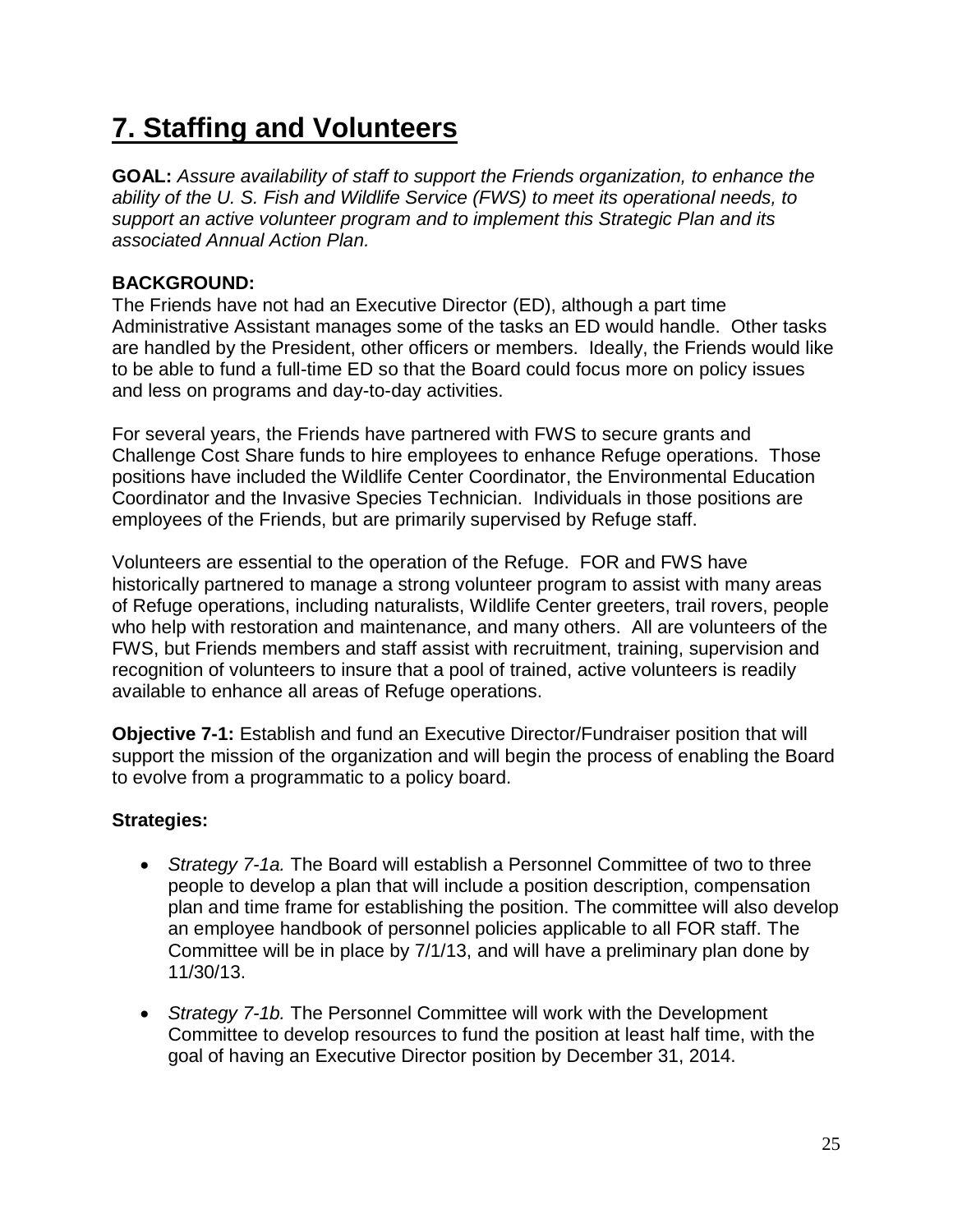# 7. Staffing and Volunteers

**GOAL:** *Assure availability of staff to support the Friends organization, to enhance the ability of the U. S. Fish and Wildlife Service (FWS) to meet its operational needs, to support an active volunteer program and to implement this Strategic Plan and its associated Annual Action Plan.*

**BACKGROUND:**

The Friends have not had an Executive Director (ED), although a part time Administrative Assistant manages some of the tasks an ED would handle. Other tasks are handled by the President, other officers or members. Ideally, the Friends would like to be able to fund a full-time ED so that the Board could focus more on policy issues and less on programs and day-to-day activities.

For several years, the Friends have partnered with FWS to secure grants and Challenge Cost Share funds to hire employees to enhance Refuge operations. Those positions have included the Wildlife Center Coordinator, the Environmental Education Coordinator and the Invasive Species Technician. Individuals in those positions are employees of the Friends, but are primarily supervised by Refuge staff.

Volunteers are essential to the operation of the Refuge. FOR and FWS have historically partnered to manage a strong volunteer program to assist with many areas of Refuge operations, including naturalists, Wildlife Center greeters, trail rovers, people who help with restoration and maintenance, and many others. All are volunteers of the FWS, but Friends members and staff assist with recruitment, training, supervision and recognition of volunteers to insure that a pool of trained, active volunteers is readily available to enhance all areas of Refuge operations.

**Objective 7-1:** Establish and fund an Executive Director/Fundraiser position that will support the mission of the organization and will begin the process of enabling the Board to evolve from a programmatic to a policy board.

**Strategies:**

- *Strategy 7-1a.* The Board will establish a Personnel Committee of two to three people to develop a plan that will include a position description, compensation plan and time frame for establishing the position. The committee will also develop an employee handbook of personnel policies applicable to all FOR staff. The Committee will be in place by 7/1/13, and will have a preliminary plan done by 11/30/13.

- *Strategy 7-1b.* The Personnel Committee will work with the Development Committee to develop resources to fund the position at least half time, with the goal of having an Executive Director position by December 31, 2014.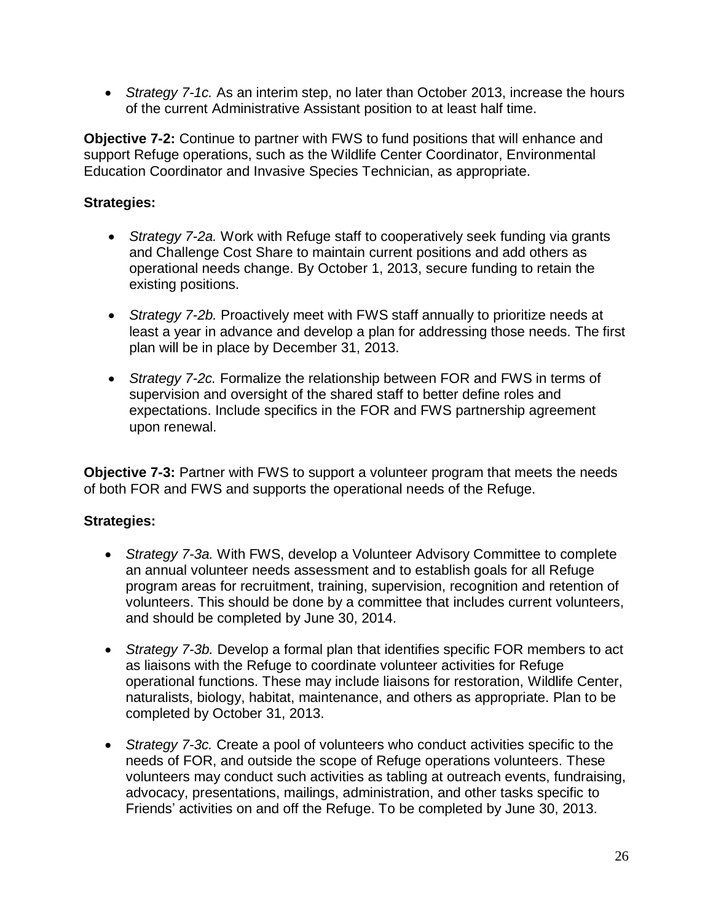- *Strategy 7-1c.* As an interim step, no later than October 2013, increase the hours of the current Administrative Assistant position to at least half time.

**Objective 7-2:** Continue to partner with FWS to fund positions that will enhance and support Refuge operations, such as the Wildlife Center Coordinator, Environmental Education Coordinator and Invasive Species Technician, as appropriate.

**Strategies:**

- *Strategy 7-2a.* Work with Refuge staff to cooperatively seek funding via grants and Challenge Cost Share to maintain current positions and add others as operational needs change. By October 1, 2013, secure funding to retain the existing positions.
- *Strategy 7-2b.* Proactively meet with FWS staff annually to prioritize needs at least a year in advance and develop a plan for addressing those needs. The first plan will be in place by December 31, 2013.
- *Strategy 7-2c.* Formalize the relationship between FOR and FWS in terms of supervision and oversight of the shared staff to better define roles and expectations. Include specifics in the FOR and FWS partnership agreement upon renewal.

**Objective 7-3:** Partner with FWS to support a volunteer program that meets the needs of both FOR and FWS and supports the operational needs of the Refuge.

**Strategies:**

- *Strategy 7-3a.* With FWS, develop a Volunteer Advisory Committee to complete an annual volunteer needs assessment and to establish goals for all Refuge program areas for recruitment, training, supervision, recognition and retention of volunteers. This should be done by a committee that includes current volunteers, and should be completed by June 30, 2014.
- *Strategy 7-3b.* Develop a formal plan that identifies specific FOR members to act as liaisons with the Refuge to coordinate volunteer activities for Refuge operational functions. These may include liaisons for restoration, Wildlife Center, naturalists, biology, habitat, maintenance, and others as appropriate. Plan to be completed by October 31, 2013.
- *Strategy 7-3c.* Create a pool of volunteers who conduct activities specific to the needs of FOR, and outside the scope of Refuge operations volunteers. These volunteers may conduct such activities as tabling at outreach events, fundraising, advocacy, presentations, mailings, administration, and other tasks specific to Friends' activities on and off the Refuge. To be completed by June 30, 2013.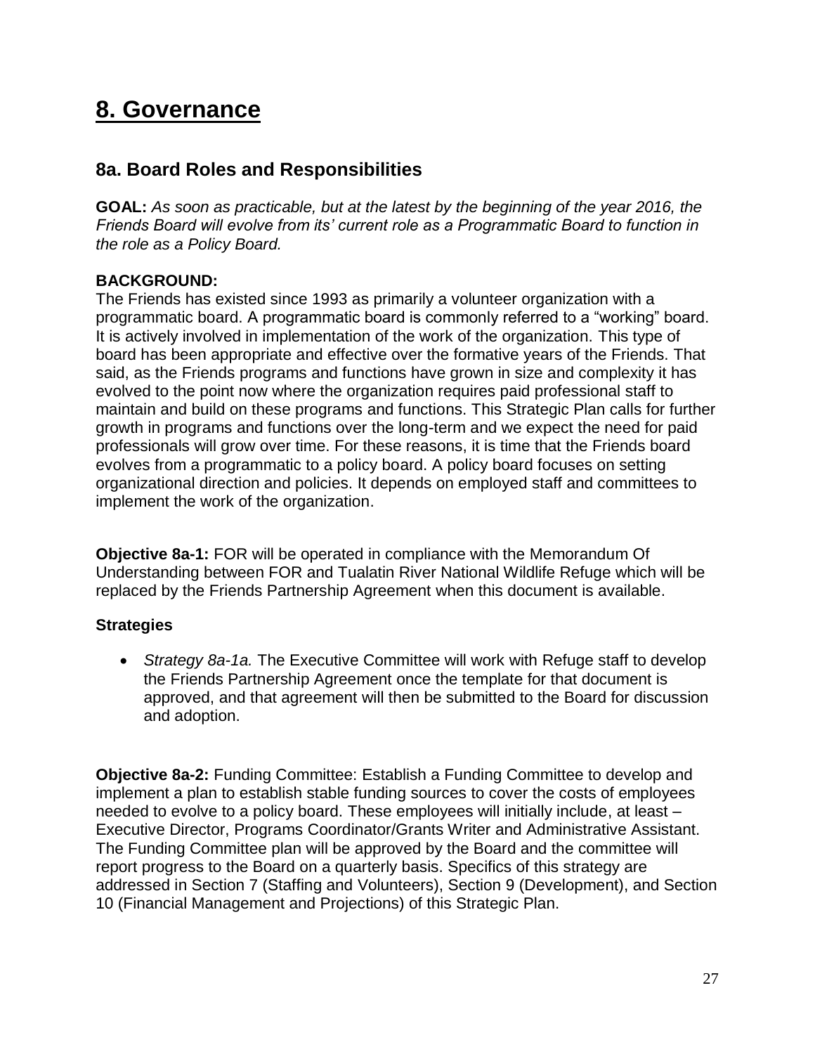# 8. Governance

## 8a. Board Roles and Responsibilities

**GOAL:** *As soon as practicable, but at the latest by the beginning of the year 2016, the Friends Board will evolve from its' current role as a Programmatic Board to function in the role as a Policy Board.*

**BACKGROUND:**
The Friends has existed since 1993 as primarily a volunteer organization with a programmatic board. A programmatic board is commonly referred to a "working" board. It is actively involved in implementation of the work of the organization. This type of board has been appropriate and effective over the formative years of the Friends. That said, as the Friends programs and functions have grown in size and complexity it has evolved to the point now where the organization requires paid professional staff to maintain and build on these programs and functions. This Strategic Plan calls for further growth in programs and functions over the long-term and we expect the need for paid professionals will grow over time. For these reasons, it is time that the Friends board evolves from a programmatic to a policy board. A policy board focuses on setting organizational direction and policies. It depends on employed staff and committees to implement the work of the organization.

**Objective 8a-1:** FOR will be operated in compliance with the Memorandum Of Understanding between FOR and Tualatin River National Wildlife Refuge which will be replaced by the Friends Partnership Agreement when this document is available.

### Strategies

- *Strategy 8a-1a.* The Executive Committee will work with Refuge staff to develop the Friends Partnership Agreement once the template for that document is approved, and that agreement will then be submitted to the Board for discussion and adoption.

**Objective 8a-2:** Funding Committee: Establish a Funding Committee to develop and implement a plan to establish stable funding sources to cover the costs of employees needed to evolve to a policy board. These employees will initially include, at least – Executive Director, Programs Coordinator/Grants Writer and Administrative Assistant. The Funding Committee plan will be approved by the Board and the committee will report progress to the Board on a quarterly basis. Specifics of this strategy are addressed in Section 7 (Staffing and Volunteers), Section 9 (Development), and Section 10 (Financial Management and Projections) of this Strategic Plan.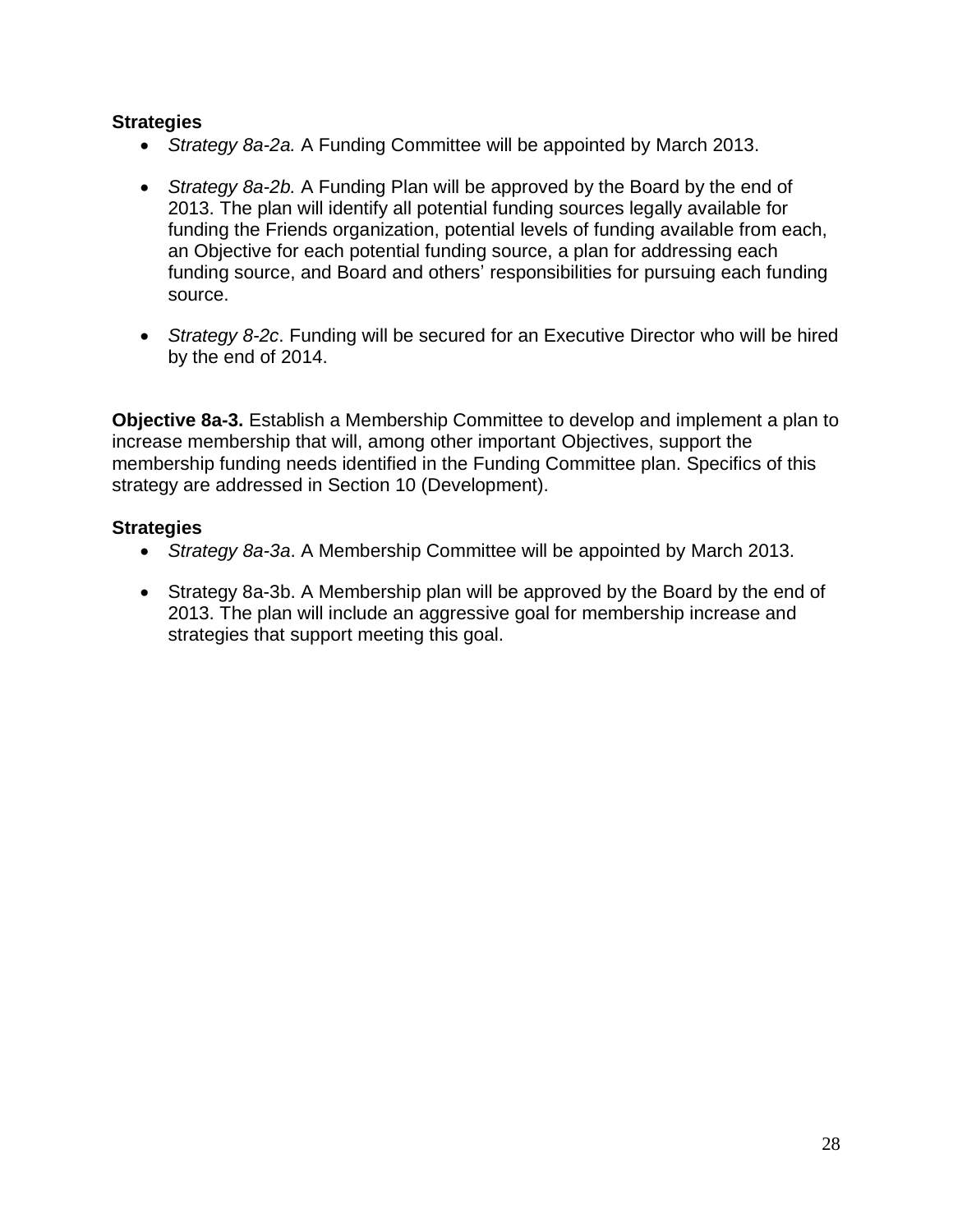**Strategies**

- *Strategy 8a-2a.* A Funding Committee will be appointed by March 2013.
- *Strategy 8a-2b.* A Funding Plan will be approved by the Board by the end of 2013. The plan will identify all potential funding sources legally available for funding the Friends organization, potential levels of funding available from each, an Objective for each potential funding source, a plan for addressing each funding source, and Board and others' responsibilities for pursuing each funding source.
- *Strategy 8-2c*. Funding will be secured for an Executive Director who will be hired by the end of 2014.

**Objective 8a-3.** Establish a Membership Committee to develop and implement a plan to increase membership that will, among other important Objectives, support the membership funding needs identified in the Funding Committee plan. Specifics of this strategy are addressed in Section 10 (Development).

**Strategies**

- *Strategy 8a-3a*. A Membership Committee will be appointed by March 2013.
- Strategy 8a-3b. A Membership plan will be approved by the Board by the end of 2013. The plan will include an aggressive goal for membership increase and strategies that support meeting this goal.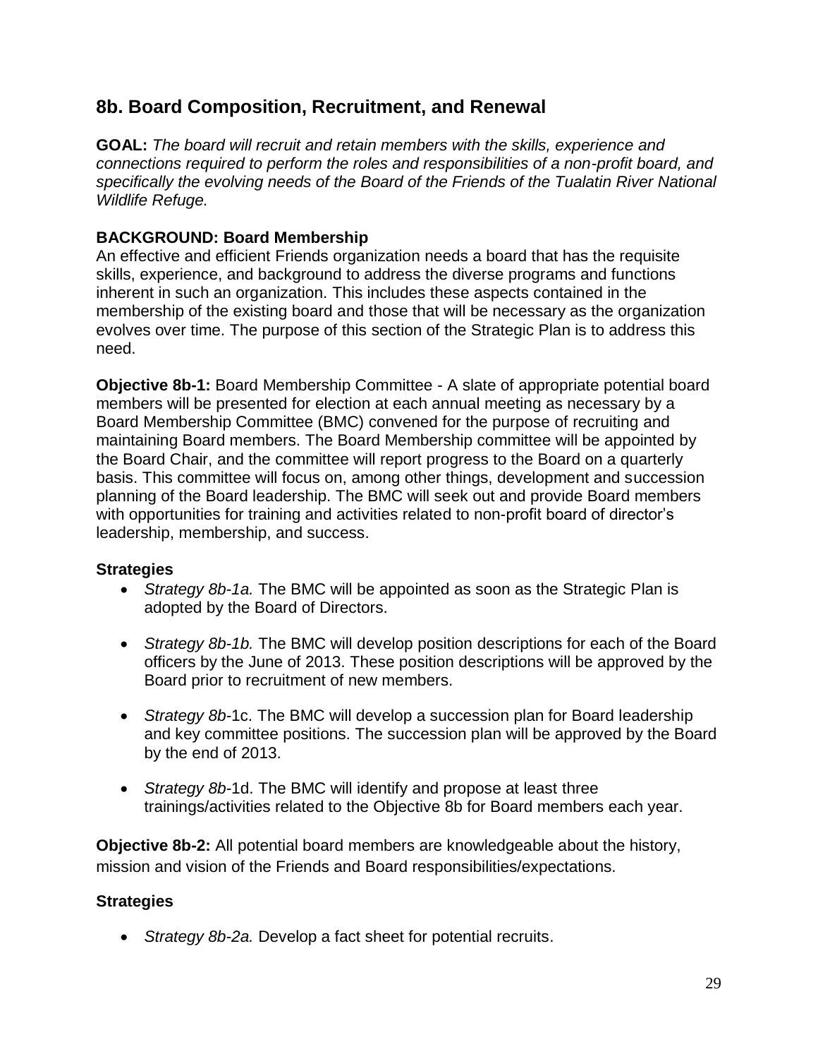## 8b. Board Composition, Recruitment, and Renewal

**GOAL:** *The board will recruit and retain members with the skills, experience and connections required to perform the roles and responsibilities of a non-profit board, and specifically the evolving needs of the Board of the Friends of the Tualatin River National Wildlife Refuge.*

**BACKGROUND: Board Membership**
An effective and efficient Friends organization needs a board that has the requisite skills, experience, and background to address the diverse programs and functions inherent in such an organization. This includes these aspects contained in the membership of the existing board and those that will be necessary as the organization evolves over time. The purpose of this section of the Strategic Plan is to address this need.

**Objective 8b-1:** Board Membership Committee - A slate of appropriate potential board members will be presented for election at each annual meeting as necessary by a Board Membership Committee (BMC) convened for the purpose of recruiting and maintaining Board members. The Board Membership committee will be appointed by the Board Chair, and the committee will report progress to the Board on a quarterly basis. This committee will focus on, among other things, development and succession planning of the Board leadership. The BMC will seek out and provide Board members with opportunities for training and activities related to non-profit board of director's leadership, membership, and success.

### Strategies

- *Strategy 8b-1a.* The BMC will be appointed as soon as the Strategic Plan is adopted by the Board of Directors.
- *Strategy 8b-1b.* The BMC will develop position descriptions for each of the Board officers by the June of 2013. These position descriptions will be approved by the Board prior to recruitment of new members.
- *Strategy 8b-*1c. The BMC will develop a succession plan for Board leadership and key committee positions. The succession plan will be approved by the Board by the end of 2013.
- *Strategy 8b-*1d. The BMC will identify and propose at least three trainings/activities related to the Objective 8b for Board members each year.

**Objective 8b-2:** All potential board members are knowledgeable about the history, mission and vision of the Friends and Board responsibilities/expectations.

### Strategies

- *Strategy 8b-2a.* Develop a fact sheet for potential recruits.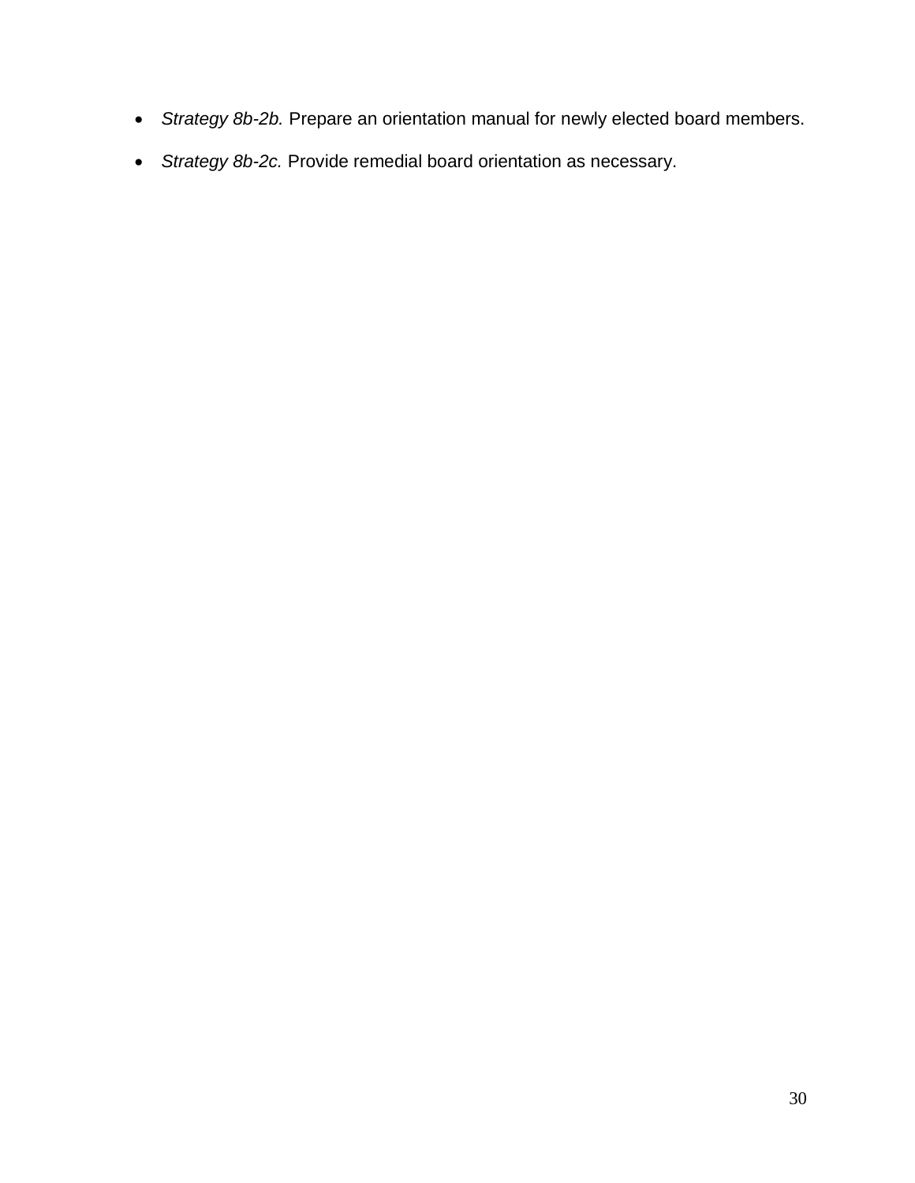- *Strategy 8b-2b.* Prepare an orientation manual for newly elected board members.
- *Strategy 8b-2c.* Provide remedial board orientation as necessary.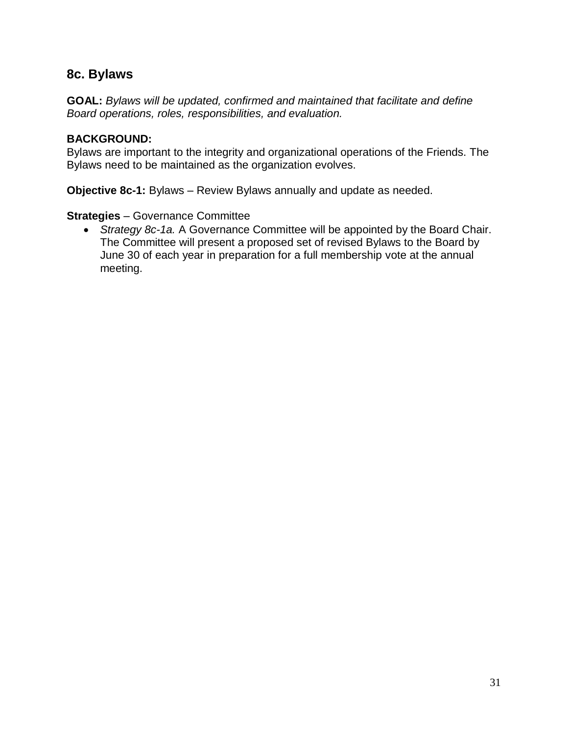## 8c. Bylaws

**GOAL:** *Bylaws will be updated, confirmed and maintained that facilitate and define Board operations, roles, responsibilities, and evaluation.*

**BACKGROUND:**
Bylaws are important to the integrity and organizational operations of the Friends. The Bylaws need to be maintained as the organization evolves.

**Objective 8c-1:** Bylaws – Review Bylaws annually and update as needed.

**Strategies** – Governance Committee

- *Strategy 8c-1a.* A Governance Committee will be appointed by the Board Chair. The Committee will present a proposed set of revised Bylaws to the Board by June 30 of each year in preparation for a full membership vote at the annual meeting.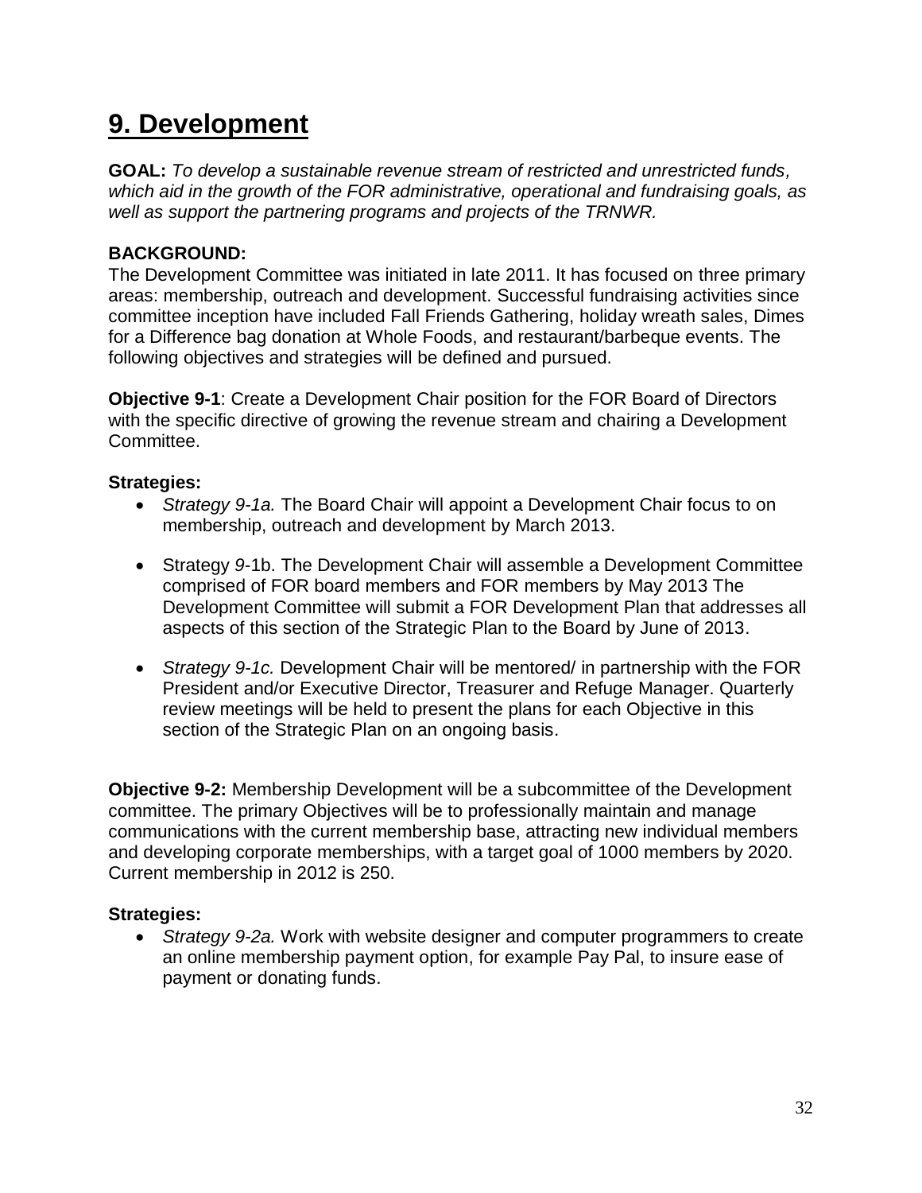# 9. Development

**GOAL:** *To develop a sustainable revenue stream of restricted and unrestricted funds, which aid in the growth of the FOR administrative, operational and fundraising goals, as well as support the partnering programs and projects of the TRNWR.*

**BACKGROUND:**
The Development Committee was initiated in late 2011. It has focused on three primary areas: membership, outreach and development. Successful fundraising activities since committee inception have included Fall Friends Gathering, holiday wreath sales, Dimes for a Difference bag donation at Whole Foods, and restaurant/barbeque events. The following objectives and strategies will be defined and pursued.

**Objective 9-1**: Create a Development Chair position for the FOR Board of Directors with the specific directive of growing the revenue stream and chairing a Development Committee.

**Strategies:**

- *Strategy 9-1a.* The Board Chair will appoint a Development Chair focus to on membership, outreach and development by March 2013.
- Strategy *9*-1b. The Development Chair will assemble a Development Committee comprised of FOR board members and FOR members by May 2013 The Development Committee will submit a FOR Development Plan that addresses all aspects of this section of the Strategic Plan to the Board by June of 2013.
- *Strategy 9-1c.* Development Chair will be mentored/ in partnership with the FOR President and/or Executive Director, Treasurer and Refuge Manager. Quarterly review meetings will be held to present the plans for each Objective in this section of the Strategic Plan on an ongoing basis.

**Objective 9-2:** Membership Development will be a subcommittee of the Development committee. The primary Objectives will be to professionally maintain and manage communications with the current membership base, attracting new individual members and developing corporate memberships, with a target goal of 1000 members by 2020. Current membership in 2012 is 250.

**Strategies:**

- *Strategy 9-2a.* Work with website designer and computer programmers to create an online membership payment option, for example Pay Pal, to insure ease of payment or donating funds.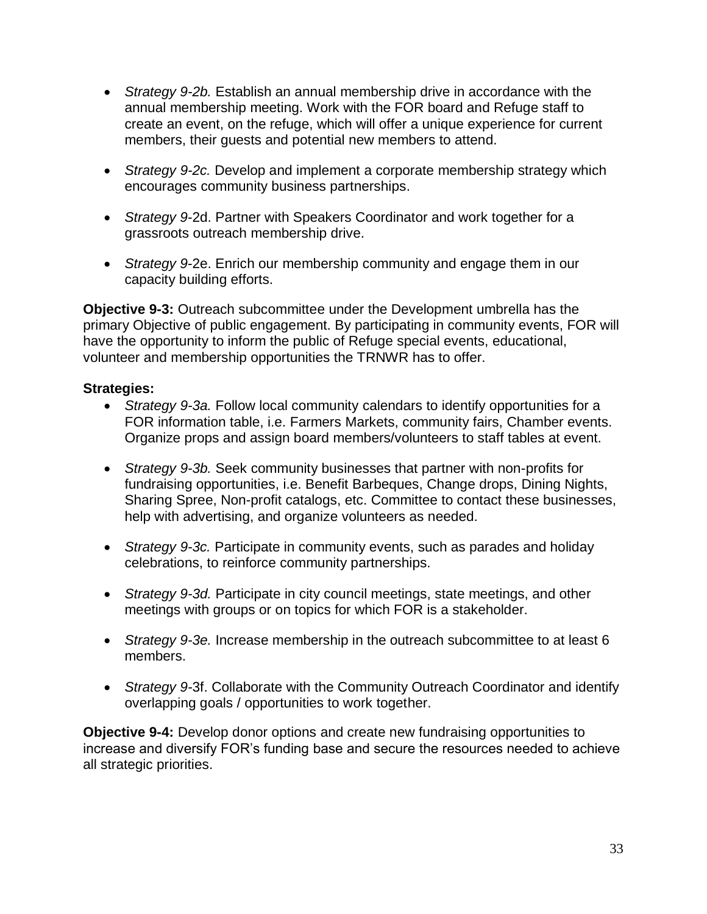- *Strategy 9-2b.* Establish an annual membership drive in accordance with the annual membership meeting. Work with the FOR board and Refuge staff to create an event, on the refuge, which will offer a unique experience for current members, their guests and potential new members to attend.

- *Strategy 9-2c.* Develop and implement a corporate membership strategy which encourages community business partnerships.

- *Strategy 9*-2d. Partner with Speakers Coordinator and work together for a grassroots outreach membership drive.

- *Strategy 9*-2e. Enrich our membership community and engage them in our capacity building efforts.

**Objective 9-3:** Outreach subcommittee under the Development umbrella has the primary Objective of public engagement. By participating in community events, FOR will have the opportunity to inform the public of Refuge special events, educational, volunteer and membership opportunities the TRNWR has to offer.

**Strategies:**

- *Strategy 9-3a.* Follow local community calendars to identify opportunities for a FOR information table, i.e. Farmers Markets, community fairs, Chamber events. Organize props and assign board members/volunteers to staff tables at event.

- *Strategy 9-3b.* Seek community businesses that partner with non-profits for fundraising opportunities, i.e. Benefit Barbeques, Change drops, Dining Nights, Sharing Spree, Non-profit catalogs, etc. Committee to contact these businesses, help with advertising, and organize volunteers as needed.

- *Strategy 9-3c.* Participate in community events, such as parades and holiday celebrations, to reinforce community partnerships.

- *Strategy 9-3d.* Participate in city council meetings, state meetings, and other meetings with groups or on topics for which FOR is a stakeholder.

- *Strategy 9-3e.* Increase membership in the outreach subcommittee to at least 6 members.

- *Strategy 9*-3f. Collaborate with the Community Outreach Coordinator and identify overlapping goals / opportunities to work together.

**Objective 9-4:** Develop donor options and create new fundraising opportunities to increase and diversify FOR's funding base and secure the resources needed to achieve all strategic priorities.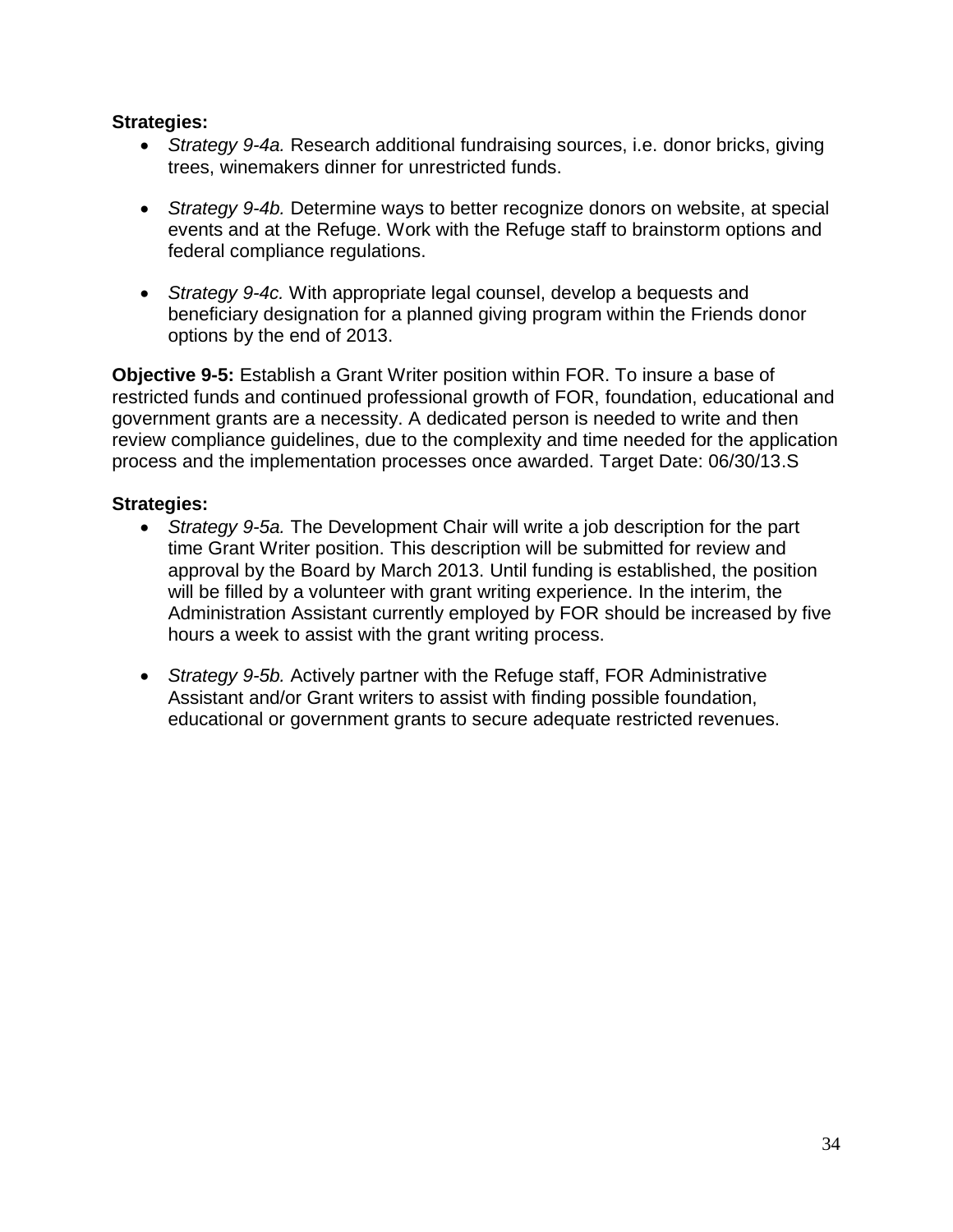**Strategies:**

- *Strategy 9-4a.* Research additional fundraising sources, i.e. donor bricks, giving trees, winemakers dinner for unrestricted funds.

- *Strategy 9-4b.* Determine ways to better recognize donors on website, at special events and at the Refuge. Work with the Refuge staff to brainstorm options and federal compliance regulations.

- *Strategy 9-4c.* With appropriate legal counsel, develop a bequests and beneficiary designation for a planned giving program within the Friends donor options by the end of 2013.

**Objective 9-5:** Establish a Grant Writer position within FOR. To insure a base of restricted funds and continued professional growth of FOR, foundation, educational and government grants are a necessity. A dedicated person is needed to write and then review compliance guidelines, due to the complexity and time needed for the application process and the implementation processes once awarded. Target Date: 06/30/13.S

**Strategies:**

- *Strategy 9-5a.* The Development Chair will write a job description for the part time Grant Writer position. This description will be submitted for review and approval by the Board by March 2013. Until funding is established, the position will be filled by a volunteer with grant writing experience. In the interim, the Administration Assistant currently employed by FOR should be increased by five hours a week to assist with the grant writing process.

- *Strategy 9-5b.* Actively partner with the Refuge staff, FOR Administrative Assistant and/or Grant writers to assist with finding possible foundation, educational or government grants to secure adequate restricted revenues.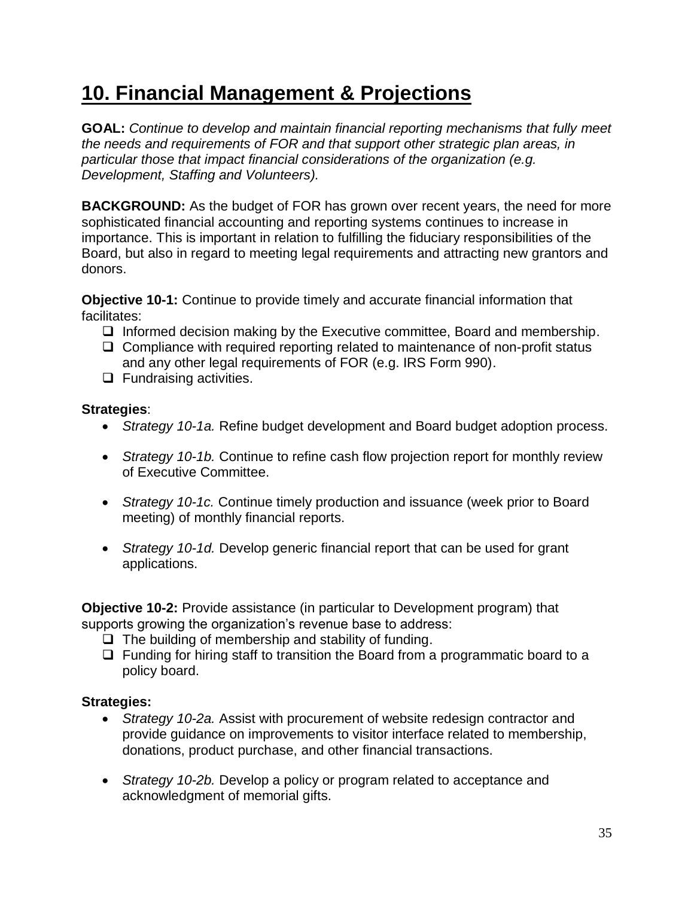# 10. Financial Management & Projections

**GOAL:** *Continue to develop and maintain financial reporting mechanisms that fully meet the needs and requirements of FOR and that support other strategic plan areas, in particular those that impact financial considerations of the organization (e.g. Development, Staffing and Volunteers).*

**BACKGROUND:** As the budget of FOR has grown over recent years, the need for more sophisticated financial accounting and reporting systems continues to increase in importance. This is important in relation to fulfilling the fiduciary responsibilities of the Board, but also in regard to meeting legal requirements and attracting new grantors and donors.

**Objective 10-1:** Continue to provide timely and accurate financial information that facilitates:

- ❑ Informed decision making by the Executive committee, Board and membership.
- ❑ Compliance with required reporting related to maintenance of non-profit status and any other legal requirements of FOR (e.g. IRS Form 990).
- ❑ Fundraising activities.

**Strategies**:

- *Strategy 10-1a.* Refine budget development and Board budget adoption process.
- *Strategy 10-1b.* Continue to refine cash flow projection report for monthly review of Executive Committee.
- *Strategy 10-1c.* Continue timely production and issuance (week prior to Board meeting) of monthly financial reports.
- *Strategy 10-1d.* Develop generic financial report that can be used for grant applications.

**Objective 10-2:** Provide assistance (in particular to Development program) that supports growing the organization's revenue base to address:

- ❑ The building of membership and stability of funding.
- ❑ Funding for hiring staff to transition the Board from a programmatic board to a policy board.

**Strategies:**

- *Strategy 10-2a.* Assist with procurement of website redesign contractor and provide guidance on improvements to visitor interface related to membership, donations, product purchase, and other financial transactions.
- *Strategy 10-2b.* Develop a policy or program related to acceptance and acknowledgment of memorial gifts.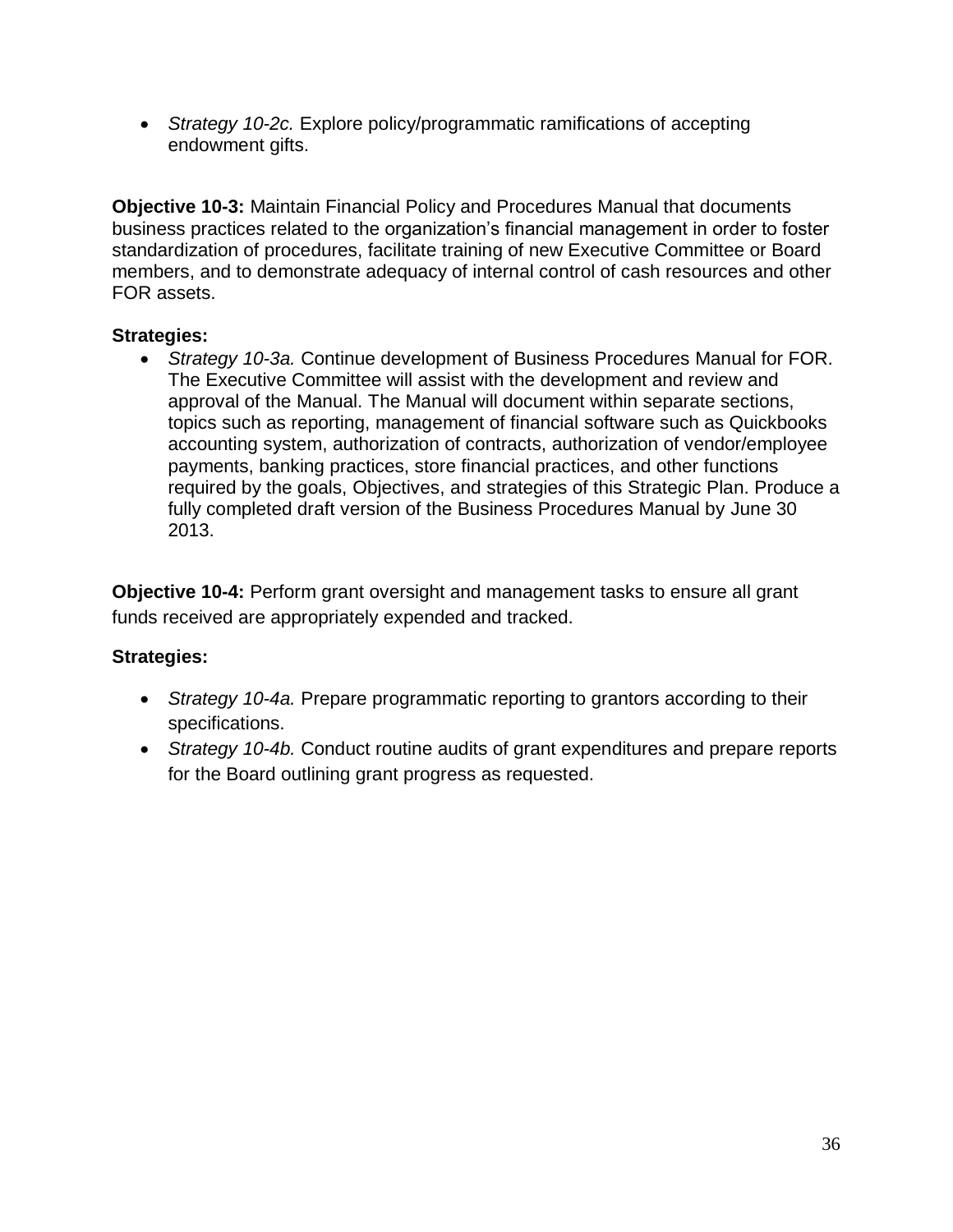- *Strategy 10-2c.* Explore policy/programmatic ramifications of accepting endowment gifts.

**Objective 10-3:** Maintain Financial Policy and Procedures Manual that documents business practices related to the organization's financial management in order to foster standardization of procedures, facilitate training of new Executive Committee or Board members, and to demonstrate adequacy of internal control of cash resources and other FOR assets.

**Strategies:**

- *Strategy 10-3a.* Continue development of Business Procedures Manual for FOR. The Executive Committee will assist with the development and review and approval of the Manual. The Manual will document within separate sections, topics such as reporting, management of financial software such as Quickbooks accounting system, authorization of contracts, authorization of vendor/employee payments, banking practices, store financial practices, and other functions required by the goals, Objectives, and strategies of this Strategic Plan. Produce a fully completed draft version of the Business Procedures Manual by June 30 2013.

**Objective 10-4:** Perform grant oversight and management tasks to ensure all grant funds received are appropriately expended and tracked.

**Strategies:**

- *Strategy 10-4a.* Prepare programmatic reporting to grantors according to their specifications.
- *Strategy 10-4b.* Conduct routine audits of grant expenditures and prepare reports for the Board outlining grant progress as requested.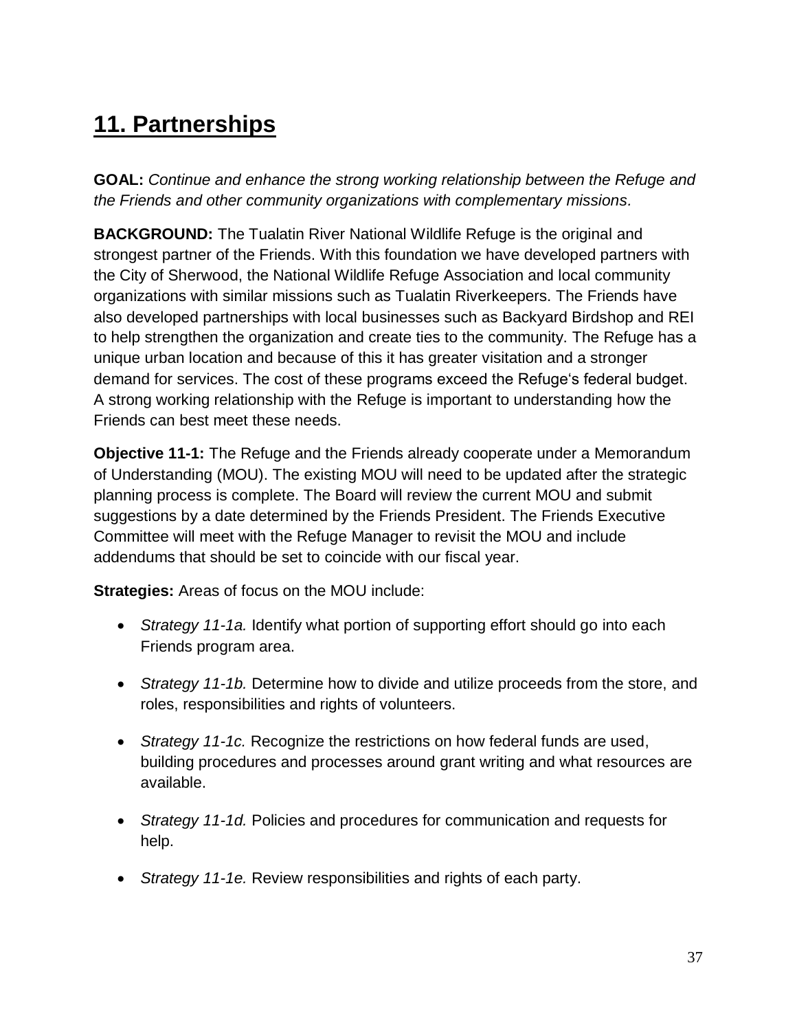# 11. Partnerships

**GOAL:** *Continue and enhance the strong working relationship between the Refuge and the Friends and other community organizations with complementary missions.*

**BACKGROUND:** The Tualatin River National Wildlife Refuge is the original and strongest partner of the Friends. With this foundation we have developed partners with the City of Sherwood, the National Wildlife Refuge Association and local community organizations with similar missions such as Tualatin Riverkeepers. The Friends have also developed partnerships with local businesses such as Backyard Birdshop and REI to help strengthen the organization and create ties to the community. The Refuge has a unique urban location and because of this it has greater visitation and a stronger demand for services. The cost of these programs exceed the Refuge's federal budget. A strong working relationship with the Refuge is important to understanding how the Friends can best meet these needs.

**Objective 11-1:** The Refuge and the Friends already cooperate under a Memorandum of Understanding (MOU). The existing MOU will need to be updated after the strategic planning process is complete. The Board will review the current MOU and submit suggestions by a date determined by the Friends President. The Friends Executive Committee will meet with the Refuge Manager to revisit the MOU and include addendums that should be set to coincide with our fiscal year.

**Strategies:** Areas of focus on the MOU include:

- *Strategy 11-1a.* Identify what portion of supporting effort should go into each Friends program area.
- *Strategy 11-1b.* Determine how to divide and utilize proceeds from the store, and roles, responsibilities and rights of volunteers.
- *Strategy 11-1c.* Recognize the restrictions on how federal funds are used, building procedures and processes around grant writing and what resources are available.
- *Strategy 11-1d.* Policies and procedures for communication and requests for help.
- *Strategy 11-1e.* Review responsibilities and rights of each party.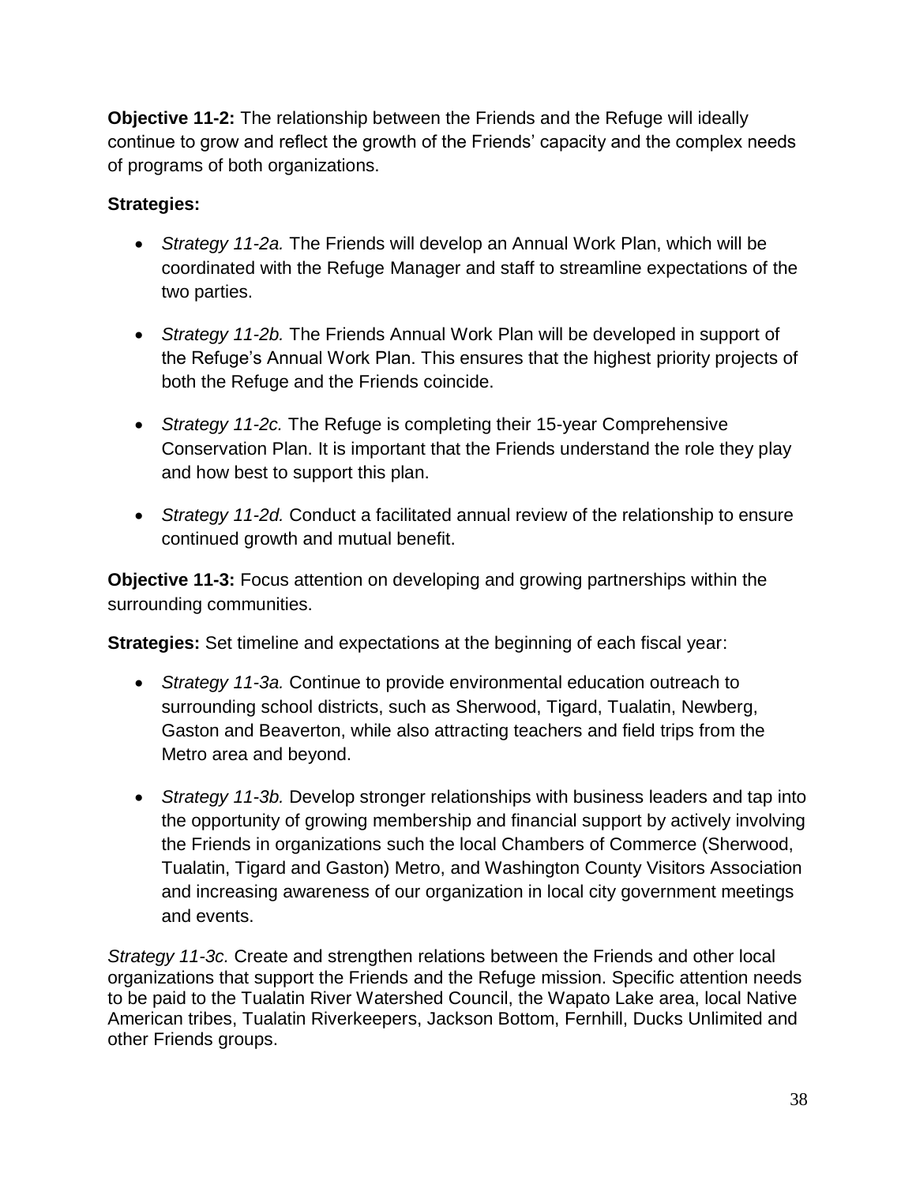**Objective 11-2:** The relationship between the Friends and the Refuge will ideally continue to grow and reflect the growth of the Friends' capacity and the complex needs of programs of both organizations.

**Strategies:**

- *Strategy 11-2a.* The Friends will develop an Annual Work Plan, which will be coordinated with the Refuge Manager and staff to streamline expectations of the two parties.
- *Strategy 11-2b.* The Friends Annual Work Plan will be developed in support of the Refuge's Annual Work Plan. This ensures that the highest priority projects of both the Refuge and the Friends coincide.
- *Strategy 11-2c.* The Refuge is completing their 15-year Comprehensive Conservation Plan. It is important that the Friends understand the role they play and how best to support this plan.
- *Strategy 11-2d.* Conduct a facilitated annual review of the relationship to ensure continued growth and mutual benefit.

**Objective 11-3:** Focus attention on developing and growing partnerships within the surrounding communities.

**Strategies:** Set timeline and expectations at the beginning of each fiscal year:

- *Strategy 11-3a.* Continue to provide environmental education outreach to surrounding school districts, such as Sherwood, Tigard, Tualatin, Newberg, Gaston and Beaverton, while also attracting teachers and field trips from the Metro area and beyond.
- *Strategy 11-3b.* Develop stronger relationships with business leaders and tap into the opportunity of growing membership and financial support by actively involving the Friends in organizations such the local Chambers of Commerce (Sherwood, Tualatin, Tigard and Gaston) Metro, and Washington County Visitors Association and increasing awareness of our organization in local city government meetings and events.

*Strategy 11-3c.* Create and strengthen relations between the Friends and other local organizations that support the Friends and the Refuge mission. Specific attention needs to be paid to the Tualatin River Watershed Council, the Wapato Lake area, local Native American tribes, Tualatin Riverkeepers, Jackson Bottom, Fernhill, Ducks Unlimited and other Friends groups.